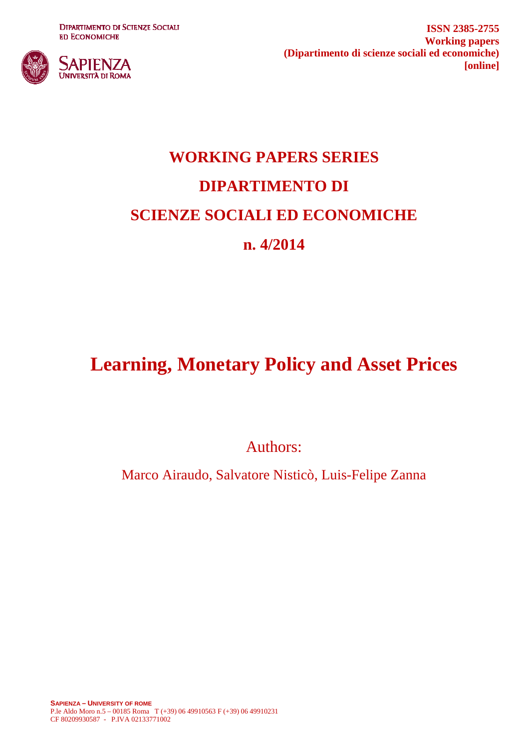DIPARTIMENTO DI SCIENZE SOCIALI ED ECONOMICHE

SAPIENZA UNIVERSITÀ DI ROMA

**ISSN 2385-2755**
**Working papers**
**(Dipartimento di scienze sociali ed economiche)**
**[online]**

# WORKING PAPERS SERIES

# DIPARTIMENTO DI

# SCIENZE SOCIALI ED ECONOMICHE

# n. 4/2014

# Learning, Monetary Policy and Asset Prices

Authors:

Marco Airaudo, Salvatore Nisticò, Luis-Felipe Zanna

**SAPIENZA – UNIVERSITY OF ROME**
P.le Aldo Moro n.5 – 00185 Roma T (+39) 06 49910563 F (+39) 06 49910231
CF 80209930587 - P.IVA 02133771002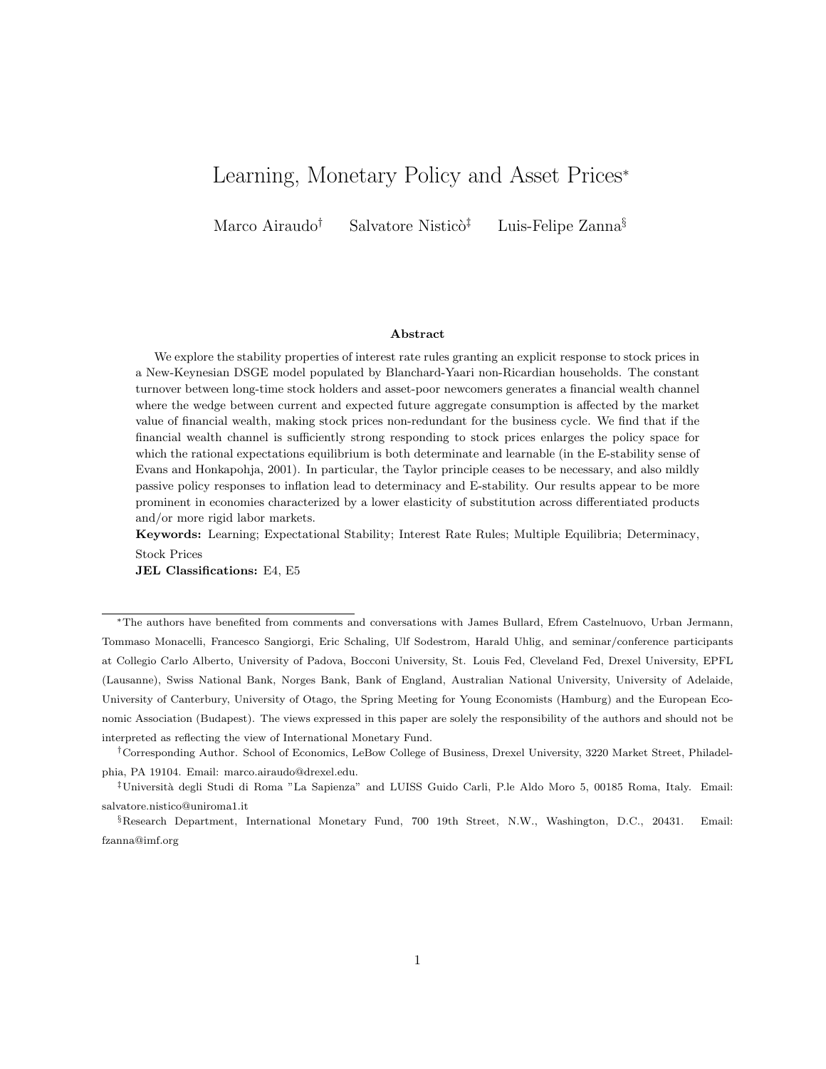# Learning, Monetary Policy and Asset Prices*

Marco Airaudo[†] Salvatore Nisticò[‡] Luis-Felipe Zanna[§]

**Abstract**

We explore the stability properties of interest rate rules granting an explicit response to stock prices in a New-Keynesian DSGE model populated by Blanchard-Yaari non-Ricardian households. The constant turnover between long-time stock holders and asset-poor newcomers generates a financial wealth channel where the wedge between current and expected future aggregate consumption is affected by the market value of financial wealth, making stock prices non-redundant for the business cycle. We find that if the financial wealth channel is sufficiently strong responding to stock prices enlarges the policy space for which the rational expectations equilibrium is both determinate and learnable (in the E-stability sense of Evans and Honkapohja, 2001). In particular, the Taylor principle ceases to be necessary, and also mildly passive policy responses to inflation lead to determinacy and E-stability. Our results appear to be more prominent in economies characterized by a lower elasticity of substitution across differentiated products and/or more rigid labor markets.

**Keywords:** Learning; Expectational Stability; Interest Rate Rules; Multiple Equilibria; Determinacy, Stock Prices

**JEL Classifications:** E4, E5

---

*The authors have benefited from comments and conversations with James Bullard, Efrem Castelnuovo, Urban Jermann, Tommaso Monacelli, Francesco Sangiorgi, Eric Schaling, Ulf Sodestrom, Harald Uhlig, and seminar/conference participants at Collegio Carlo Alberto, University of Padova, Bocconi University, St. Louis Fed, Cleveland Fed, Drexel University, EPFL (Lausanne), Swiss National Bank, Norges Bank, Bank of England, Australian National University, University of Adelaide, University of Canterbury, University of Otago, the Spring Meeting for Young Economists (Hamburg) and the European Economic Association (Budapest). The views expressed in this paper are solely the responsibility of the authors and should not be interpreted as reflecting the view of International Monetary Fund.

[†]Corresponding Author. School of Economics, LeBow College of Business, Drexel University, 3220 Market Street, Philadelphia, PA 19104. Email: marco.airaudo@drexel.edu.

[‡]Università degli Studi di Roma "La Sapienza" and LUISS Guido Carli, P.le Aldo Moro 5, 00185 Roma, Italy. Email: salvatore.nistico@uniroma1.it

[§]Research Department, International Monetary Fund, 700 19th Street, N.W., Washington, D.C., 20431. Email: fzanna@imf.org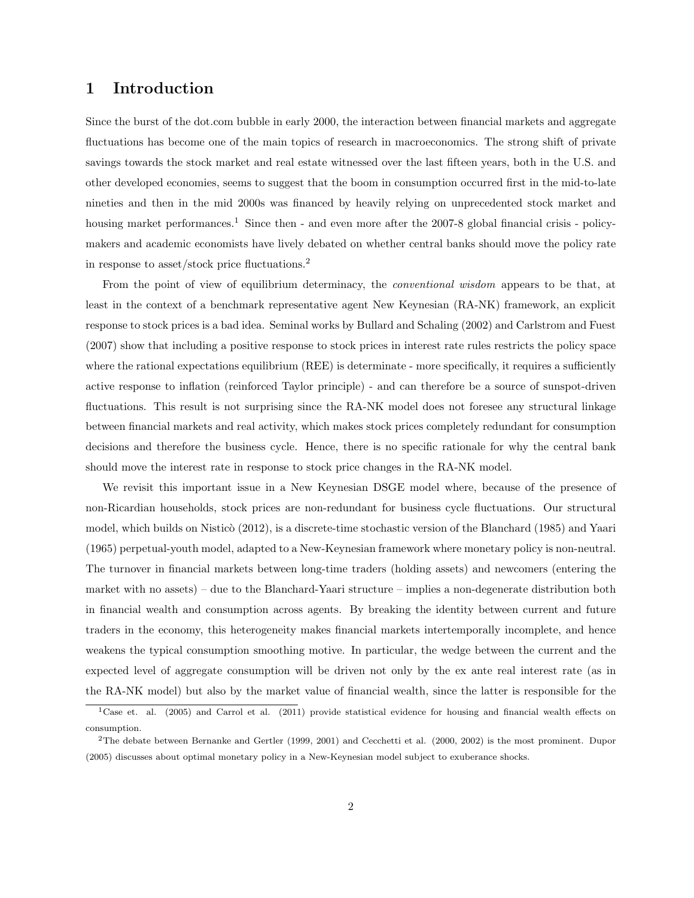# 1 Introduction

Since the burst of the dot.com bubble in early 2000, the interaction between financial markets and aggregate fluctuations has become one of the main topics of research in macroeconomics. The strong shift of private savings towards the stock market and real estate witnessed over the last fifteen years, both in the U.S. and other developed economies, seems to suggest that the boom in consumption occurred first in the mid-to-late nineties and then in the mid 2000s was financed by heavily relying on unprecedented stock market and housing market performances.[1] Since then - and even more after the 2007-8 global financial crisis - policymakers and academic economists have lively debated on whether central banks should move the policy rate in response to asset/stock price fluctuations.[2]

From the point of view of equilibrium determinacy, the *conventional wisdom* appears to be that, at least in the context of a benchmark representative agent New Keynesian (RA-NK) framework, an explicit response to stock prices is a bad idea. Seminal works by Bullard and Schaling (2002) and Carlstrom and Fuest (2007) show that including a positive response to stock prices in interest rate rules restricts the policy space where the rational expectations equilibrium (REE) is determinate - more specifically, it requires a sufficiently active response to inflation (reinforced Taylor principle) - and can therefore be a source of sunspot-driven fluctuations. This result is not surprising since the RA-NK model does not foresee any structural linkage between financial markets and real activity, which makes stock prices completely redundant for consumption decisions and therefore the business cycle. Hence, there is no specific rationale for why the central bank should move the interest rate in response to stock price changes in the RA-NK model.

We revisit this important issue in a New Keynesian DSGE model where, because of the presence of non-Ricardian households, stock prices are non-redundant for business cycle fluctuations. Our structural model, which builds on Nisticò (2012), is a discrete-time stochastic version of the Blanchard (1985) and Yaari (1965) perpetual-youth model, adapted to a New-Keynesian framework where monetary policy is non-neutral. The turnover in financial markets between long-time traders (holding assets) and newcomers (entering the market with no assets) – due to the Blanchard-Yaari structure – implies a non-degenerate distribution both in financial wealth and consumption across agents. By breaking the identity between current and future traders in the economy, this heterogeneity makes financial markets intertemporally incomplete, and hence weakens the typical consumption smoothing motive. In particular, the wedge between the current and the expected level of aggregate consumption will be driven not only by the ex ante real interest rate (as in the RA-NK model) but also by the market value of financial wealth, since the latter is responsible for the

[1] Case et. al. (2005) and Carrol et al. (2011) provide statistical evidence for housing and financial wealth effects on consumption.

[2] The debate between Bernanke and Gertler (1999, 2001) and Cecchetti et al. (2000, 2002) is the most prominent. Dupor (2005) discusses about optimal monetary policy in a New-Keynesian model subject to exuberance shocks.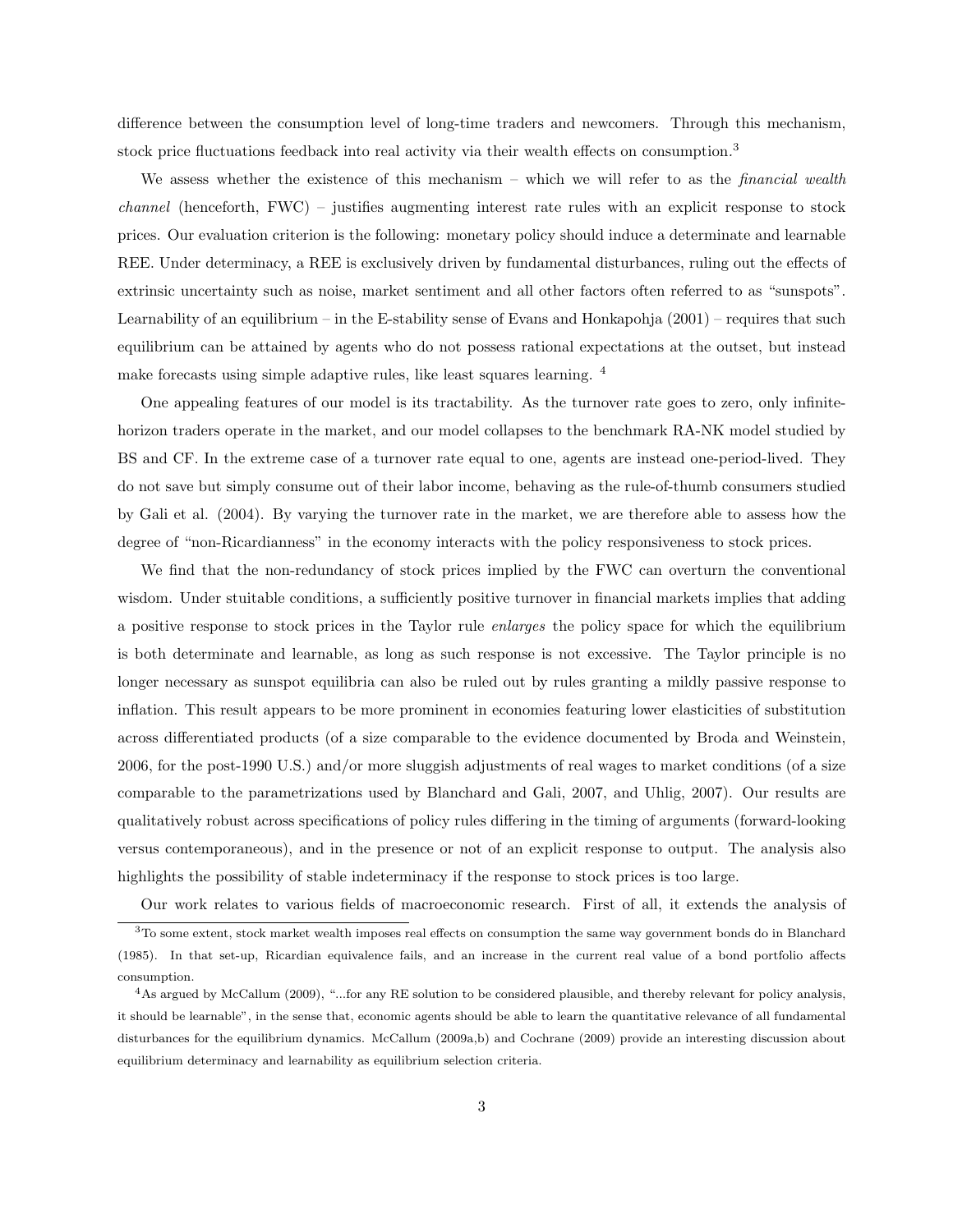difference between the consumption level of long-time traders and newcomers. Through this mechanism, stock price fluctuations feedback into real activity via their wealth effects on consumption.[3]

We assess whether the existence of this mechanism – which we will refer to as the *financial wealth channel* (henceforth, FWC) – justifies augmenting interest rate rules with an explicit response to stock prices. Our evaluation criterion is the following: monetary policy should induce a determinate and learnable REE. Under determinacy, a REE is exclusively driven by fundamental disturbances, ruling out the effects of extrinsic uncertainty such as noise, market sentiment and all other factors often referred to as "sunspots". Learnability of an equilibrium – in the E-stability sense of Evans and Honkapohja (2001) – requires that such equilibrium can be attained by agents who do not possess rational expectations at the outset, but instead make forecasts using simple adaptive rules, like least squares learning. [4]

One appealing features of our model is its tractability. As the turnover rate goes to zero, only infinite-horizon traders operate in the market, and our model collapses to the benchmark RA-NK model studied by BS and CF. In the extreme case of a turnover rate equal to one, agents are instead one-period-lived. They do not save but simply consume out of their labor income, behaving as the rule-of-thumb consumers studied by Gali et al. (2004). By varying the turnover rate in the market, we are therefore able to assess how the degree of "non-Ricardianness" in the economy interacts with the policy responsiveness to stock prices.

We find that the non-redundancy of stock prices implied by the FWC can overturn the conventional wisdom. Under stuitable conditions, a sufficiently positive turnover in financial markets implies that adding a positive response to stock prices in the Taylor rule *enlarges* the policy space for which the equilibrium is both determinate and learnable, as long as such response is not excessive. The Taylor principle is no longer necessary as sunspot equilibria can also be ruled out by rules granting a mildly passive response to inflation. This result appears to be more prominent in economies featuring lower elasticities of substitution across differentiated products (of a size comparable to the evidence documented by Broda and Weinstein, 2006, for the post-1990 U.S.) and/or more sluggish adjustments of real wages to market conditions (of a size comparable to the parametrizations used by Blanchard and Gali, 2007, and Uhlig, 2007). Our results are qualitatively robust across specifications of policy rules differing in the timing of arguments (forward-looking versus contemporaneous), and in the presence or not of an explicit response to output. The analysis also highlights the possibility of stable indeterminacy if the response to stock prices is too large.

Our work relates to various fields of macroeconomic research. First of all, it extends the analysis of

---

[3] To some extent, stock market wealth imposes real effects on consumption the same way government bonds do in Blanchard (1985). In that set-up, Ricardian equivalence fails, and an increase in the current real value of a bond portfolio affects consumption.

[4] As argued by McCallum (2009), "...for any RE solution to be considered plausible, and thereby relevant for policy analysis, it should be learnable", in the sense that, economic agents should be able to learn the quantitative relevance of all fundamental disturbances for the equilibrium dynamics. McCallum (2009a,b) and Cochrane (2009) provide an interesting discussion about equilibrium determinacy and learnability as equilibrium selection criteria.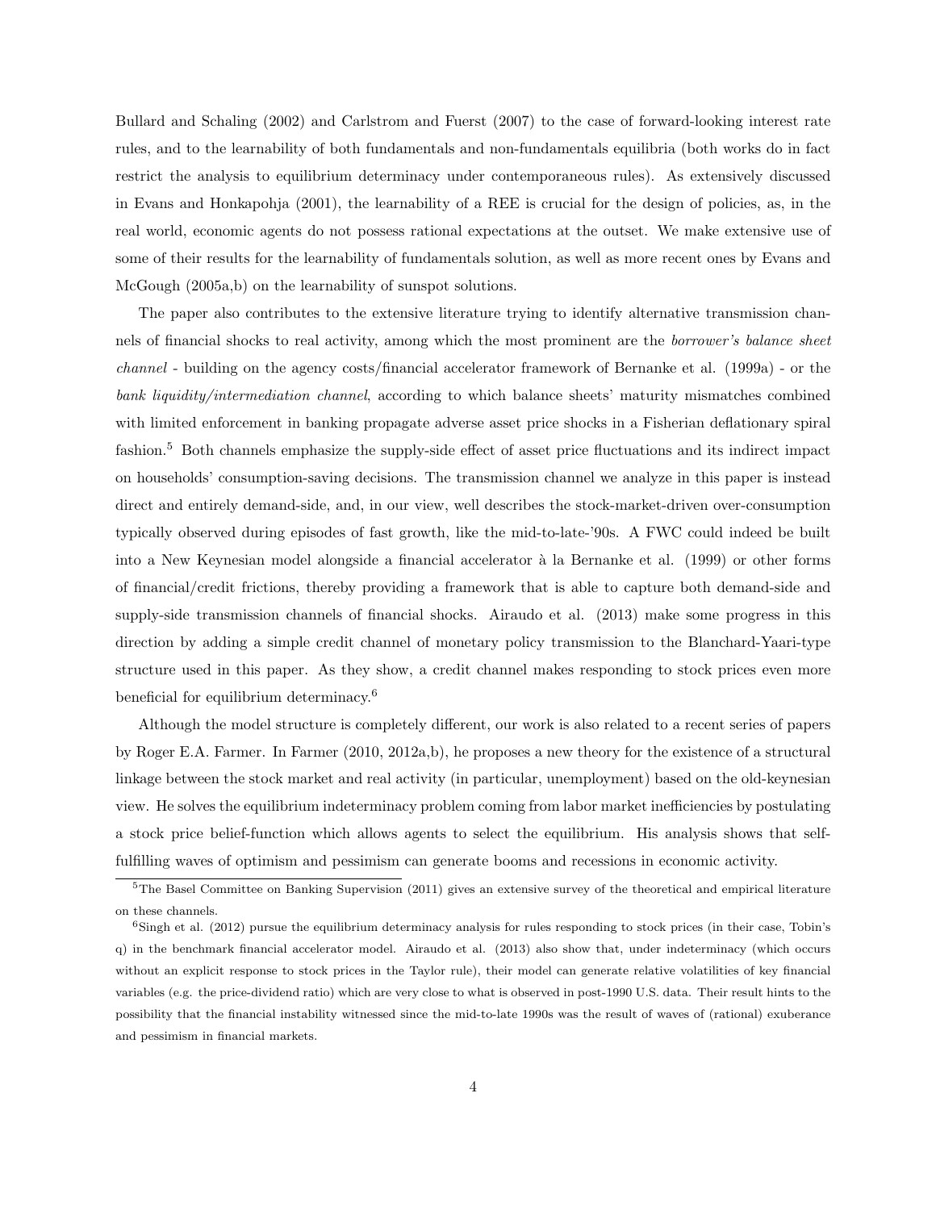Bullard and Schaling (2002) and Carlstrom and Fuerst (2007) to the case of forward-looking interest rate rules, and to the learnability of both fundamentals and non-fundamentals equilibria (both works do in fact restrict the analysis to equilibrium determinacy under contemporaneous rules). As extensively discussed in Evans and Honkapohja (2001), the learnability of a REE is crucial for the design of policies, as, in the real world, economic agents do not possess rational expectations at the outset. We make extensive use of some of their results for the learnability of fundamentals solution, as well as more recent ones by Evans and McGough (2005a,b) on the learnability of sunspot solutions.

The paper also contributes to the extensive literature trying to identify alternative transmission channels of financial shocks to real activity, among which the most prominent are the *borrower's balance sheet channel* - building on the agency costs/financial accelerator framework of Bernanke et al. (1999a) - or the *bank liquidity/intermediation channel*, according to which balance sheets' maturity mismatches combined with limited enforcement in banking propagate adverse asset price shocks in a Fisherian deflationary spiral fashion.[5] Both channels emphasize the supply-side effect of asset price fluctuations and its indirect impact on households' consumption-saving decisions. The transmission channel we analyze in this paper is instead direct and entirely demand-side, and, in our view, well describes the stock-market-driven over-consumption typically observed during episodes of fast growth, like the mid-to-late-'90s. A FWC could indeed be built into a New Keynesian model alongside a financial accelerator à la Bernanke et al. (1999) or other forms of financial/credit frictions, thereby providing a framework that is able to capture both demand-side and supply-side transmission channels of financial shocks. Airaudo et al. (2013) make some progress in this direction by adding a simple credit channel of monetary policy transmission to the Blanchard-Yaari-type structure used in this paper. As they show, a credit channel makes responding to stock prices even more beneficial for equilibrium determinacy.[6]

Although the model structure is completely different, our work is also related to a recent series of papers by Roger E.A. Farmer. In Farmer (2010, 2012a,b), he proposes a new theory for the existence of a structural linkage between the stock market and real activity (in particular, unemployment) based on the old-keynesian view. He solves the equilibrium indeterminacy problem coming from labor market inefficiencies by postulating a stock price belief-function which allows agents to select the equilibrium. His analysis shows that self-fulfilling waves of optimism and pessimism can generate booms and recessions in economic activity.

[5] The Basel Committee on Banking Supervision (2011) gives an extensive survey of the theoretical and empirical literature on these channels.

[6] Singh et al. (2012) pursue the equilibrium determinacy analysis for rules responding to stock prices (in their case, Tobin's q) in the benchmark financial accelerator model. Airaudo et al. (2013) also show that, under indeterminacy (which occurs without an explicit response to stock prices in the Taylor rule), their model can generate relative volatilities of key financial variables (e.g. the price-dividend ratio) which are very close to what is observed in post-1990 U.S. data. Their result hints to the possibility that the financial instability witnessed since the mid-to-late 1990s was the result of waves of (rational) exuberance and pessimism in financial markets.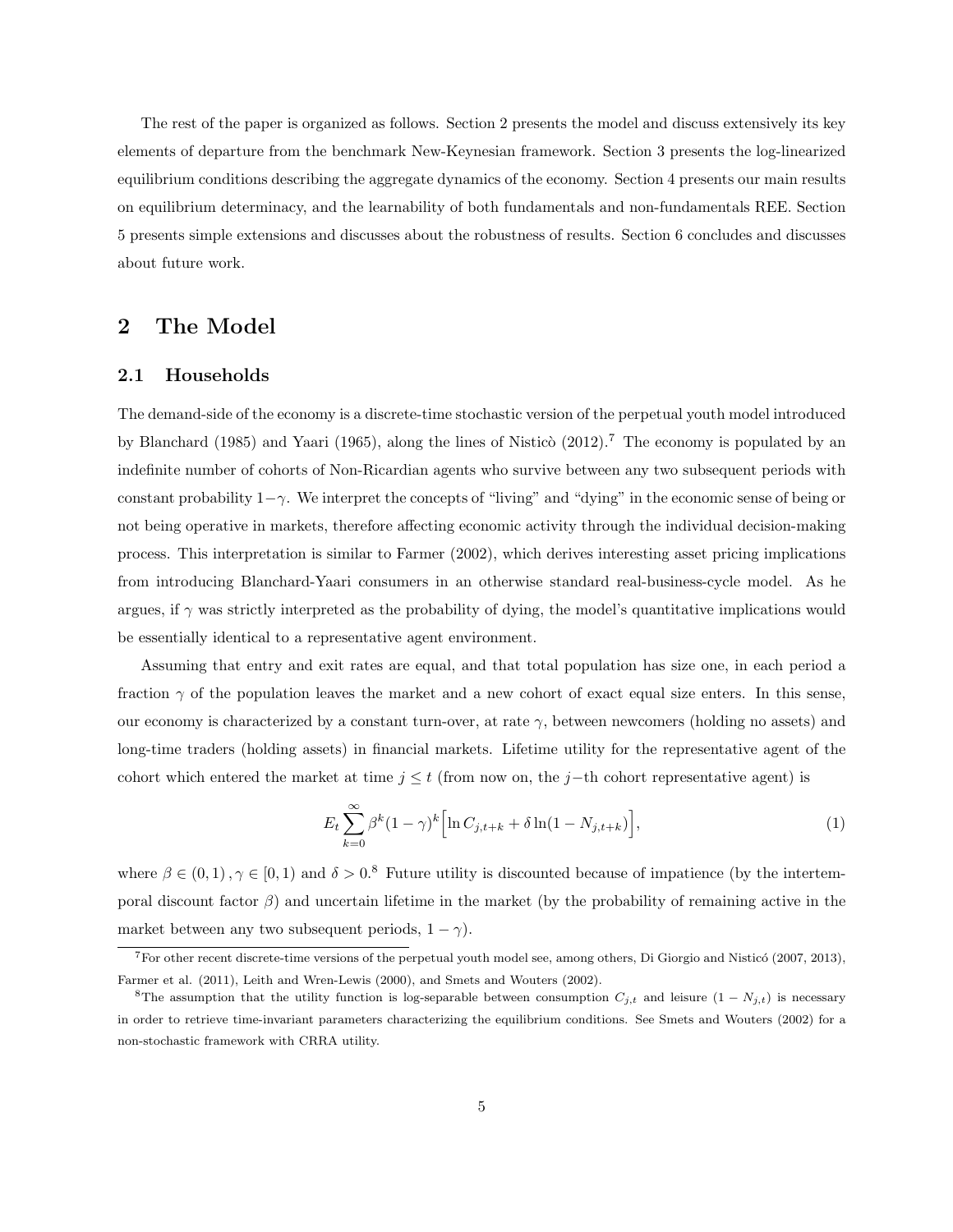The rest of the paper is organized as follows. Section 2 presents the model and discuss extensively its key elements of departure from the benchmark New-Keynesian framework. Section 3 presents the log-linearized equilibrium conditions describing the aggregate dynamics of the economy. Section 4 presents our main results on equilibrium determinacy, and the learnability of both fundamentals and non-fundamentals REE. Section 5 presents simple extensions and discusses about the robustness of results. Section 6 concludes and discusses about future work.

# 2 The Model

## 2.1 Households

The demand-side of the economy is a discrete-time stochastic version of the perpetual youth model introduced by Blanchard (1985) and Yaari (1965), along the lines of Nisticò (2012).[7] The economy is populated by an indefinite number of cohorts of Non-Ricardian agents who survive between any two subsequent periods with constant probability $1-\gamma$. We interpret the concepts of "living" and "dying" in the economic sense of being or not being operative in markets, therefore affecting economic activity through the individual decision-making process. This interpretation is similar to Farmer (2002), which derives interesting asset pricing implications from introducing Blanchard-Yaari consumers in an otherwise standard real-business-cycle model. As he argues, if $\gamma$ was strictly interpreted as the probability of dying, the model's quantitative implications would be essentially identical to a representative agent environment.

Assuming that entry and exit rates are equal, and that total population has size one, in each period a fraction $\gamma$ of the population leaves the market and a new cohort of exact equal size enters. In this sense, our economy is characterized by a constant turn-over, at rate $\gamma$, between newcomers (holding no assets) and long-time traders (holding assets) in financial markets. Lifetime utility for the representative agent of the cohort which entered the market at time $j \leq t$ (from now on, the $j-$th cohort representative agent) is

$$E_t \sum_{k=0}^{\infty} \beta^k (1-\gamma)^k \Big[ \ln C_{j,t+k} + \delta \ln(1 - N_{j,t+k}) \Big], \tag{1}$$

where $\beta \in (0,1)$ , $\gamma \in [0,1)$ and $\delta > 0$.[8] Future utility is discounted because of impatience (by the intertemporal discount factor $\beta$) and uncertain lifetime in the market (by the probability of remaining active in the market between any two subsequent periods, $1-\gamma$).

[7] For other recent discrete-time versions of the perpetual youth model see, among others, Di Giorgio and Nisticó (2007, 2013), Farmer et al. (2011), Leith and Wren-Lewis (2000), and Smets and Wouters (2002).

[8] The assumption that the utility function is log-separable between consumption $C_{j,t}$ and leisure $(1 - N_{j,t})$ is necessary in order to retrieve time-invariant parameters characterizing the equilibrium conditions. See Smets and Wouters (2002) for a non-stochastic framework with CRRA utility.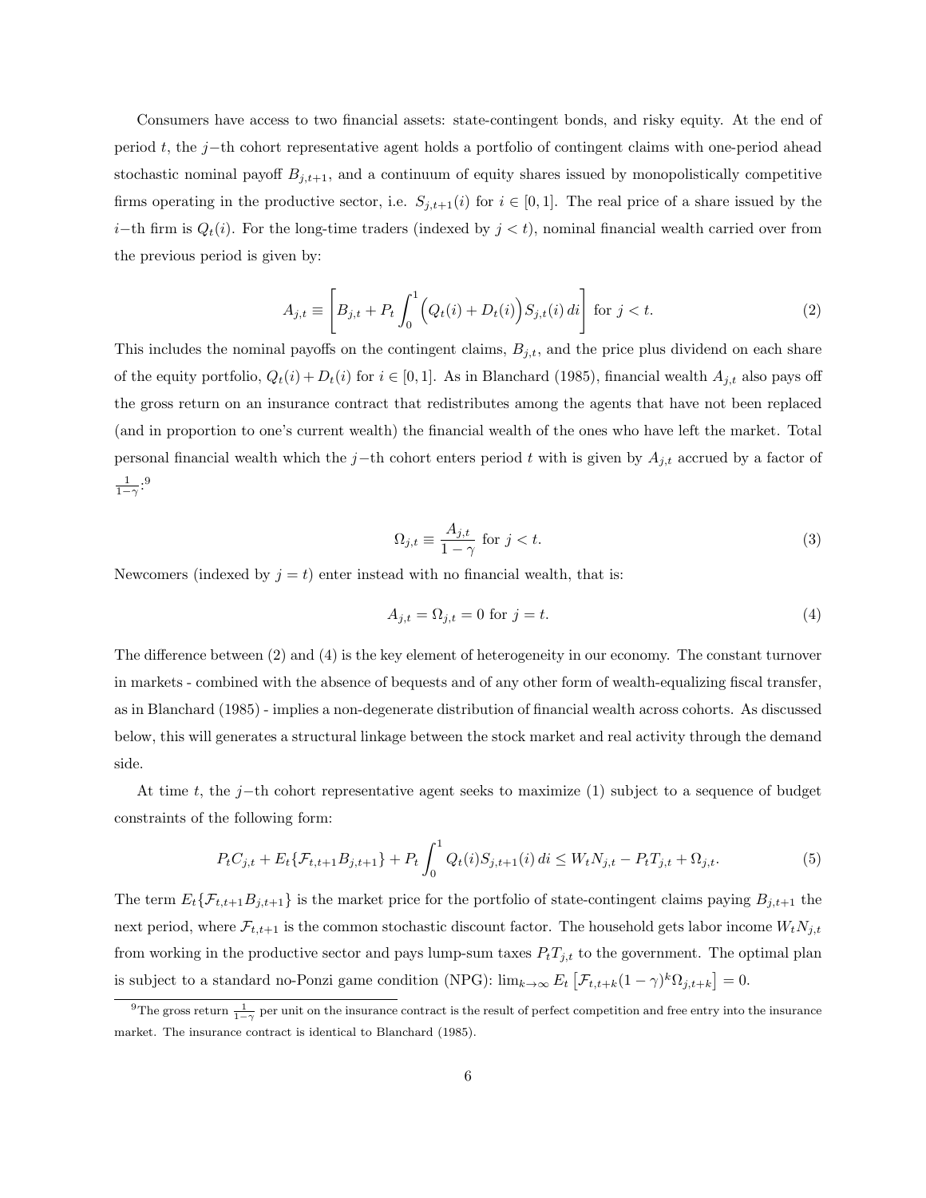Consumers have access to two financial assets: state-contingent bonds, and risky equity. At the end of period $t$, the $j-$th cohort representative agent holds a portfolio of contingent claims with one-period ahead stochastic nominal payoff $B_{j,t+1}$, and a continuum of equity shares issued by monopolistically competitive firms operating in the productive sector, i.e. $S_{j,t+1}(i)$ for $i \in [0,1]$. The real price of a share issued by the $i-$th firm is $Q_t(i)$. For the long-time traders (indexed by $j < t$), nominal financial wealth carried over from the previous period is given by:

$$A_{j,t} \equiv \left[ B_{j,t} + P_t \int_0^1 \Big( Q_t(i) + D_t(i) \Big) S_{j,t}(i)\, di \right] \text{ for } j < t. \tag{2}$$

This includes the nominal payoffs on the contingent claims, $B_{j,t}$, and the price plus dividend on each share of the equity portfolio, $Q_t(i) + D_t(i)$ for $i \in [0,1]$. As in Blanchard (1985), financial wealth $A_{j,t}$ also pays off the gross return on an insurance contract that redistributes among the agents that have not been replaced (and in proportion to one's current wealth) the financial wealth of the ones who have left the market. Total personal financial wealth which the $j-$th cohort enters period $t$ with is given by $A_{j,t}$ accrued by a factor of $\frac{1}{1-\gamma}$:[9]

$$\Omega_{j,t} \equiv \frac{A_{j,t}}{1-\gamma} \text{ for } j < t. \tag{3}$$

Newcomers (indexed by $j = t$) enter instead with no financial wealth, that is:

$$A_{j,t} = \Omega_{j,t} = 0 \text{ for } j = t. \tag{4}$$

The difference between (2) and (4) is the key element of heterogeneity in our economy. The constant turnover in markets - combined with the absence of bequests and of any other form of wealth-equalizing fiscal transfer, as in Blanchard (1985) - implies a non-degenerate distribution of financial wealth across cohorts. As discussed below, this will generates a structural linkage between the stock market and real activity through the demand side.

At time $t$, the $j-$th cohort representative agent seeks to maximize (1) subject to a sequence of budget constraints of the following form:

$$P_t C_{j,t} + E_t\{\mathcal{F}_{t,t+1} B_{j,t+1}\} + P_t \int_0^1 Q_t(i) S_{j,t+1}(i)\, di \leq W_t N_{j,t} - P_t T_{j,t} + \Omega_{j,t}. \tag{5}$$

The term $E_t\{\mathcal{F}_{t,t+1} B_{j,t+1}\}$ is the market price for the portfolio of state-contingent claims paying $B_{j,t+1}$ the next period, where $\mathcal{F}_{t,t+1}$ is the common stochastic discount factor. The household gets labor income $W_t N_{j,t}$ from working in the productive sector and pays lump-sum taxes $P_t T_{j,t}$ to the government. The optimal plan is subject to a standard no-Ponzi game condition (NPG): $\lim_{k\to\infty} E_t \left[\mathcal{F}_{t,t+k}(1-\gamma)^k \Omega_{j,t+k}\right] = 0$.

[9] The gross return $\frac{1}{1-\gamma}$ per unit on the insurance contract is the result of perfect competition and free entry into the insurance market. The insurance contract is identical to Blanchard (1985).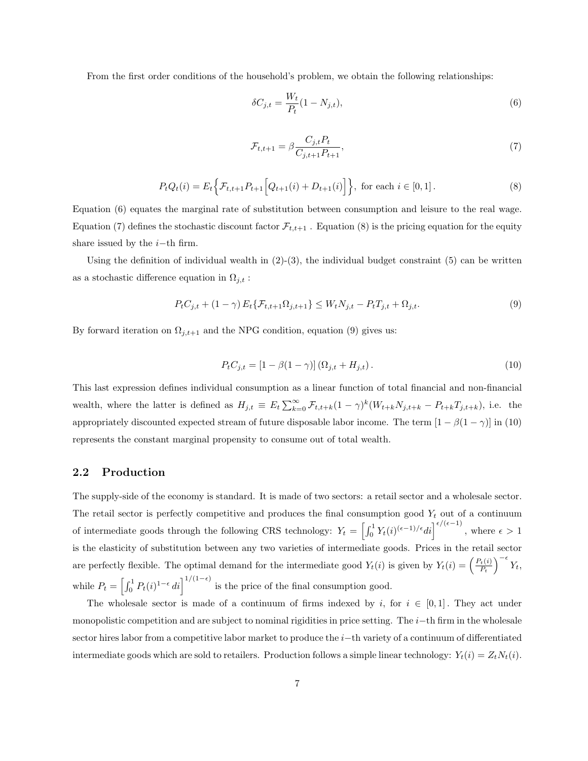From the first order conditions of the household's problem, we obtain the following relationships:

$$\delta C_{j,t} = \frac{W_t}{P_t}(1 - N_{j,t}), \tag{6}$$

$$\mathcal{F}_{t,t+1} = \beta \frac{C_{j,t} P_t}{C_{j,t+1} P_{t+1}}, \tag{7}$$

$$P_t Q_t(i) = E_t \Big\{ \mathcal{F}_{t,t+1} P_{t+1} \Big[ Q_{t+1}(i) + D_{t+1}(i) \Big] \Big\}, \text{ for each } i \in [0,1]. \tag{8}$$

Equation (6) equates the marginal rate of substitution between consumption and leisure to the real wage. Equation (7) defines the stochastic discount factor $\mathcal{F}_{t,t+1}$ . Equation (8) is the pricing equation for the equity share issued by the $i-$th firm.

Using the definition of individual wealth in (2)-(3), the individual budget constraint (5) can be written as a stochastic difference equation in $\Omega_{j,t}$ :

$$P_t C_{j,t} + (1-\gamma) E_t\{\mathcal{F}_{t,t+1} \Omega_{j,t+1}\} \leq W_t N_{j,t} - P_t T_{j,t} + \Omega_{j,t}. \tag{9}$$

By forward iteration on $\Omega_{j,t+1}$ and the NPG condition, equation (9) gives us:

$$P_t C_{j,t} = [1 - \beta(1-\gamma)] (\Omega_{j,t} + H_{j,t}). \tag{10}$$

This last expression defines individual consumption as a linear function of total financial and non-financial wealth, where the latter is defined as $H_{j,t} \equiv E_t \sum_{k=0}^{\infty} \mathcal{F}_{t,t+k} (1-\gamma)^k (W_{t+k} N_{j,t+k} - P_{t+k} T_{j,t+k})$, i.e. the appropriately discounted expected stream of future disposable labor income. The term $[1 - \beta(1-\gamma)]$ in (10) represents the constant marginal propensity to consume out of total wealth.

## 2.2 Production

The supply-side of the economy is standard. It is made of two sectors: a retail sector and a wholesale sector. The retail sector is perfectly competitive and produces the final consumption good $Y_t$ out of a continuum of intermediate goods through the following CRS technology: $Y_t = \left[ \int_0^1 Y_t(i)^{(\epsilon-1)/\epsilon} di \right]^{\epsilon/(\epsilon-1)}$ , where $\epsilon > 1$ is the elasticity of substitution between any two varieties of intermediate goods. Prices in the retail sector are perfectly flexible. The optimal demand for the intermediate good $Y_t(i)$ is given by $Y_t(i) = \left( \frac{P_t(i)}{P_t} \right)^{-\epsilon} Y_t$, while $P_t = \left[ \int_0^1 P_t(i)^{1-\epsilon} di \right]^{1/(1-\epsilon)}$ is the price of the final consumption good.

The wholesale sector is made of a continuum of firms indexed by $i$, for $i \in [0,1]$. They act under monopolistic competition and are subject to nominal rigidities in price setting. The $i-$th firm in the wholesale sector hires labor from a competitive labor market to produce the $i-$th variety of a continuum of differentiated intermediate goods which are sold to retailers. Production follows a simple linear technology: $Y_t(i) = Z_t N_t(i)$.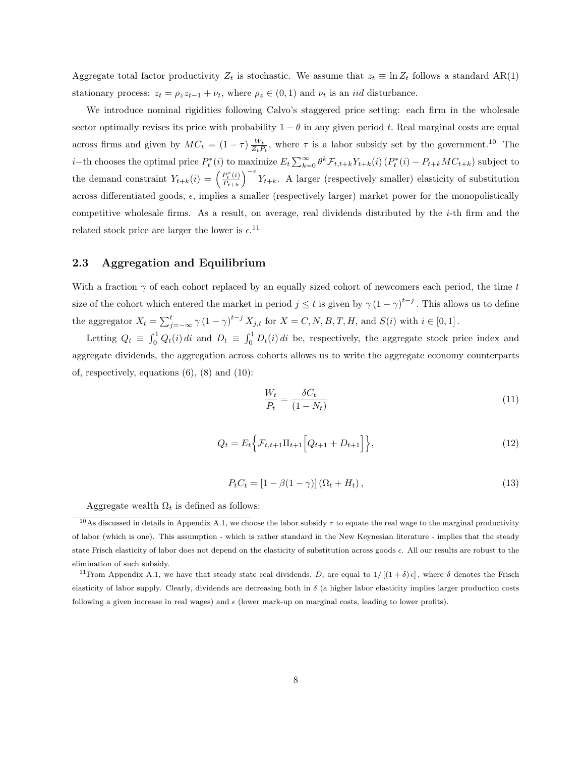Aggregate total factor productivity $Z_t$ is stochastic. We assume that $z_t \equiv \ln Z_t$ follows a standard AR(1) stationary process: $z_t = \rho_z z_{t-1} + \nu_t$, where $\rho_z \in (0,1)$ and $\nu_t$ is an *iid* disturbance.

We introduce nominal rigidities following Calvo's staggered price setting: each firm in the wholesale sector optimally revises its price with probability $1-\theta$ in any given period $t$. Real marginal costs are equal across firms and given by $MC_t = (1-\tau)\frac{W_t}{Z_t P_t}$, where $\tau$ is a labor subsidy set by the government.[10] The $i-$th chooses the optimal price $P_t^*(i)$ to maximize $E_t \sum_{k=0}^{\infty} \theta^k \mathcal{F}_{t,t+k} Y_{t+k}(i) \left(P_t^*(i) - P_{t+k} MC_{t+k}\right)$ subject to the demand constraint $Y_{t+k}(i) = \left(\frac{P_t^*(i)}{P_{t+k}}\right)^{-\epsilon} Y_{t+k}$. A larger (respectively smaller) elasticity of substitution across differentiated goods, $\epsilon$, implies a smaller (respectively larger) market power for the monopolistically competitive wholesale firms. As a result, on average, real dividends distributed by the $i$-th firm and the related stock price are larger the lower is $\epsilon$.[11]

## 2.3 Aggregation and Equilibrium

With a fraction $\gamma$ of each cohort replaced by an equally sized cohort of newcomers each period, the time $t$ size of the cohort which entered the market in period $j \leq t$ is given by $\gamma (1-\gamma)^{t-j}$. This allows us to define the aggregator $X_t = \sum_{j=-\infty}^{t} \gamma (1-\gamma)^{t-j} X_{j,t}$ for $X = C, N, B, T, H$, and $S(i)$ with $i \in [0,1]$.

Letting $Q_t \equiv \int_0^1 Q_t(i)\, di$ and $D_t \equiv \int_0^1 D_t(i)\, di$ be, respectively, the aggregate stock price index and aggregate dividends, the aggregation across cohorts allows us to write the aggregate economy counterparts of, respectively, equations (6), (8) and (10):

$$\frac{W_t}{P_t} = \frac{\delta C_t}{(1-N_t)} \tag{11}$$

$$Q_t = E_t \Big\{ \mathcal{F}_{t,t+1} \Pi_{t+1} \Big[ Q_{t+1} + D_{t+1} \Big] \Big\}, \tag{12}$$

$$P_t C_t = \left[1 - \beta(1-\gamma)\right] \left(\Omega_t + H_t\right), \tag{13}$$

Aggregate wealth $\Omega_t$ is defined as follows:

---

[10] As discussed in details in Appendix A.1, we choose the labor subsidy $\tau$ to equate the real wage to the marginal productivity of labor (which is one). This assumption - which is rather standard in the New Keynesian literature - implies that the steady state Frisch elasticity of labor does not depend on the elasticity of substitution across goods $\epsilon$. All our results are robust to the elimination of such subsidy.

[11] From Appendix A.1, we have that steady state real dividends, $D$, are equal to $1/\left[(1+\delta)\,\epsilon\right]$, where $\delta$ denotes the Frisch elasticity of labor supply. Clearly, dividends are decreasing both in $\delta$ (a higher labor elasticity implies larger production costs following a given increase in real wages) and $\epsilon$ (lower mark-up on marginal costs, leading to lower profits).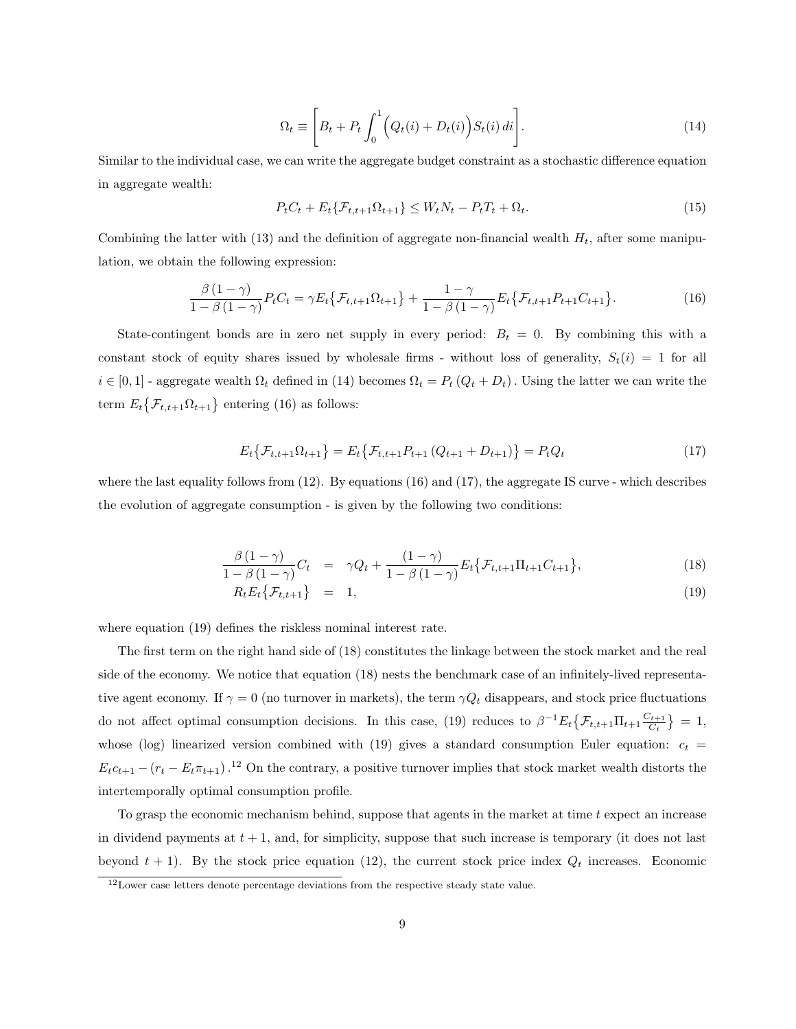$$\Omega_t \equiv \left[ B_t + P_t \int_0^1 \Big( Q_t(i) + D_t(i) \Big) S_t(i)\, di \right]. \tag{14}$$

Similar to the individual case, we can write the aggregate budget constraint as a stochastic difference equation in aggregate wealth:

$$P_t C_t + E_t\{\mathcal{F}_{t,t+1}\Omega_{t+1}\} \leq W_t N_t - P_t T_t + \Omega_t. \tag{15}$$

Combining the latter with (13) and the definition of aggregate non-financial wealth $H_t$, after some manipulation, we obtain the following expression:

$$\frac{\beta(1-\gamma)}{1-\beta(1-\gamma)} P_t C_t = \gamma E_t\big\{\mathcal{F}_{t,t+1}\Omega_{t+1}\big\} + \frac{1-\gamma}{1-\beta(1-\gamma)} E_t\big\{\mathcal{F}_{t,t+1} P_{t+1} C_{t+1}\big\}. \tag{16}$$

State-contingent bonds are in zero net supply in every period: $B_t = 0$. By combining this with a constant stock of equity shares issued by wholesale firms - without loss of generality, $S_t(i) = 1$ for all $i \in [0,1]$ - aggregate wealth $\Omega_t$ defined in (14) becomes $\Omega_t = P_t (Q_t + D_t)$. Using the latter we can write the term $E_t\big\{\mathcal{F}_{t,t+1}\Omega_{t+1}\big\}$ entering (16) as follows:

$$E_t\big\{\mathcal{F}_{t,t+1}\Omega_{t+1}\big\} = E_t\big\{\mathcal{F}_{t,t+1} P_{t+1}(Q_{t+1} + D_{t+1})\big\} = P_t Q_t \tag{17}$$

where the last equality follows from (12). By equations (16) and (17), the aggregate IS curve - which describes the evolution of aggregate consumption - is given by the following two conditions:

$$\frac{\beta(1-\gamma)}{1-\beta(1-\gamma)} C_t = \gamma Q_t + \frac{(1-\gamma)}{1-\beta(1-\gamma)} E_t\big\{\mathcal{F}_{t,t+1}\Pi_{t+1} C_{t+1}\big\}, \tag{18}$$

$$R_t E_t\big\{\mathcal{F}_{t,t+1}\big\} = 1, \tag{19}$$

where equation (19) defines the riskless nominal interest rate.

The first term on the right hand side of (18) constitutes the linkage between the stock market and the real side of the economy. We notice that equation (18) nests the benchmark case of an infinitely-lived representative agent economy. If $\gamma = 0$ (no turnover in markets), the term $\gamma Q_t$ disappears, and stock price fluctuations do not affect optimal consumption decisions. In this case, (19) reduces to $\beta^{-1} E_t\big\{\mathcal{F}_{t,t+1}\Pi_{t+1}\frac{C_{t+1}}{C_t}\big\} = 1$, whose (log) linearized version combined with (19) gives a standard consumption Euler equation: $c_t = E_t c_{t+1} - (r_t - E_t \pi_{t+1})$.[12] On the contrary, a positive turnover implies that stock market wealth distorts the intertemporally optimal consumption profile.

To grasp the economic mechanism behind, suppose that agents in the market at time $t$ expect an increase in dividend payments at $t+1$, and, for simplicity, suppose that such increase is temporary (it does not last beyond $t+1$). By the stock price equation (12), the current stock price index $Q_t$ increases. Economic

[12] Lower case letters denote percentage deviations from the respective steady state value.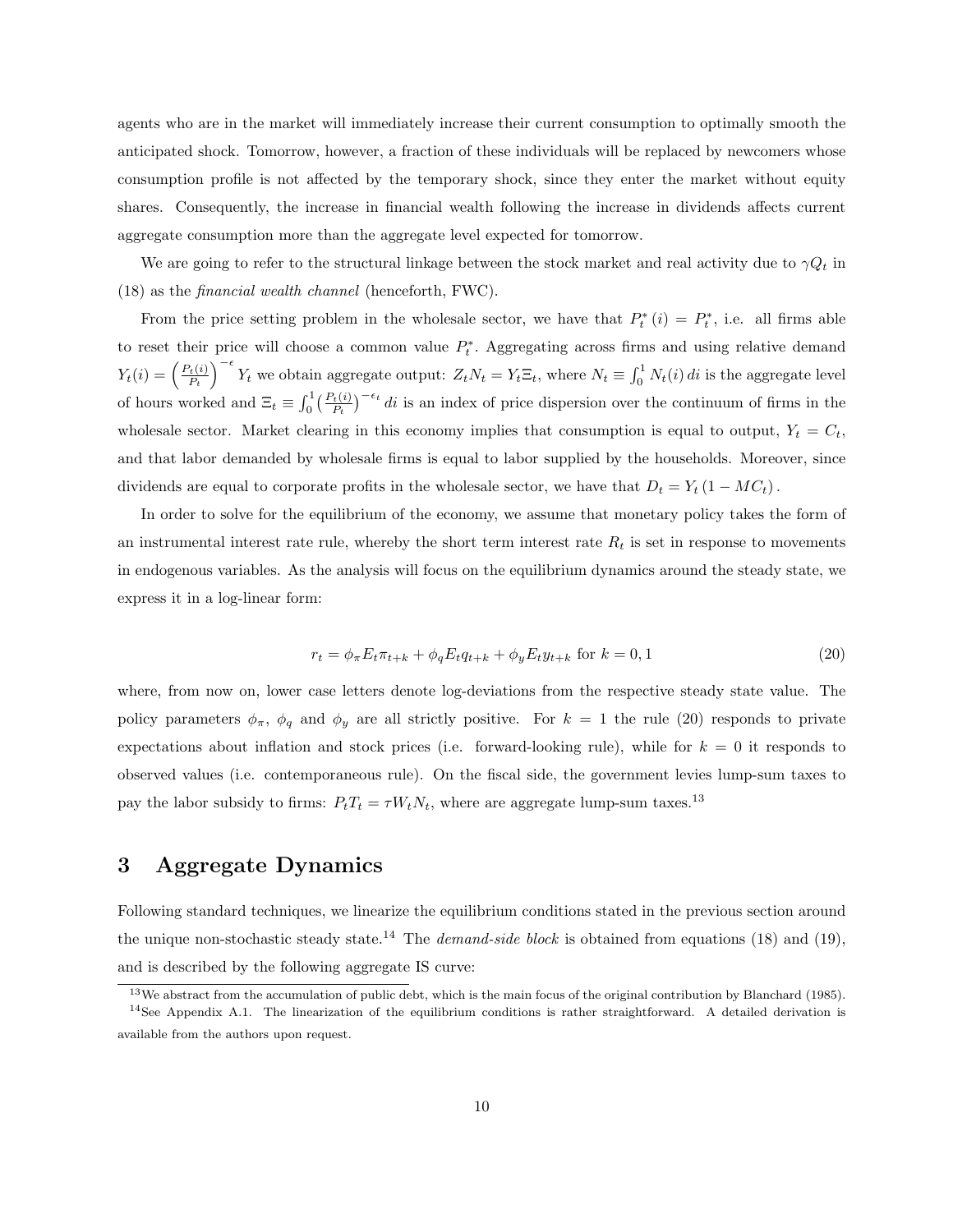agents who are in the market will immediately increase their current consumption to optimally smooth the anticipated shock. Tomorrow, however, a fraction of these individuals will be replaced by newcomers whose consumption profile is not affected by the temporary shock, since they enter the market without equity shares. Consequently, the increase in financial wealth following the increase in dividends affects current aggregate consumption more than the aggregate level expected for tomorrow.

We are going to refer to the structural linkage between the stock market and real activity due to $\gamma Q_t$ in (18) as the *financial wealth channel* (henceforth, FWC).

From the price setting problem in the wholesale sector, we have that $P_t^*(i) = P_t^*$, i.e. all firms able to reset their price will choose a common value $P_t^*$. Aggregating across firms and using relative demand $Y_t(i) = \left(\frac{P_t(i)}{P_t}\right)^{-\epsilon} Y_t$ we obtain aggregate output: $Z_t N_t = Y_t \Xi_t$, where $N_t \equiv \int_0^1 N_t(i)\, di$ is the aggregate level of hours worked and $\Xi_t \equiv \int_0^1 \left(\frac{P_t(i)}{P_t}\right)^{-\epsilon_t} di$ is an index of price dispersion over the continuum of firms in the wholesale sector. Market clearing in this economy implies that consumption is equal to output, $Y_t = C_t$, and that labor demanded by wholesale firms is equal to labor supplied by the households. Moreover, since dividends are equal to corporate profits in the wholesale sector, we have that $D_t = Y_t(1 - MC_t)$.

In order to solve for the equilibrium of the economy, we assume that monetary policy takes the form of an instrumental interest rate rule, whereby the short term interest rate $R_t$ is set in response to movements in endogenous variables. As the analysis will focus on the equilibrium dynamics around the steady state, we express it in a log-linear form:

$$r_t = \phi_\pi E_t \pi_{t+k} + \phi_q E_t q_{t+k} + \phi_y E_t y_{t+k} \text{ for } k = 0, 1 \tag{20}$$

where, from now on, lower case letters denote log-deviations from the respective steady state value. The policy parameters $\phi_\pi$, $\phi_q$ and $\phi_y$ are all strictly positive. For $k = 1$ the rule (20) responds to private expectations about inflation and stock prices (i.e. forward-looking rule), while for $k = 0$ it responds to observed values (i.e. contemporaneous rule). On the fiscal side, the government levies lump-sum taxes to pay the labor subsidy to firms: $P_t T_t = \tau W_t N_t$, where are aggregate lump-sum taxes.[13]

# 3 Aggregate Dynamics

Following standard techniques, we linearize the equilibrium conditions stated in the previous section around the unique non-stochastic steady state.[14] The *demand-side block* is obtained from equations (18) and (19), and is described by the following aggregate IS curve:

[13] We abstract from the accumulation of public debt, which is the main focus of the original contribution by Blanchard (1985).

[14] See Appendix A.1. The linearization of the equilibrium conditions is rather straightforward. A detailed derivation is available from the authors upon request.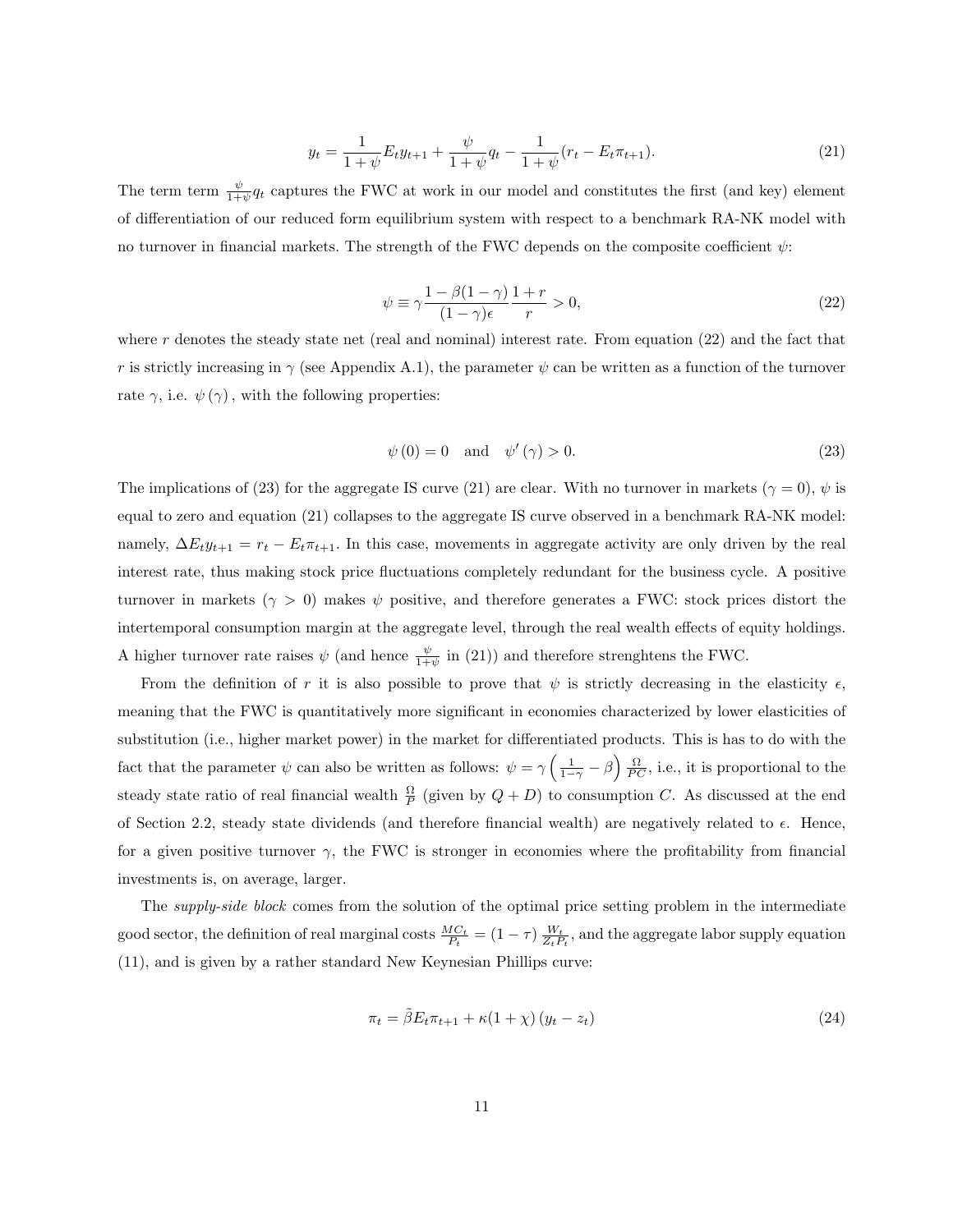$$y_t = \frac{1}{1+\psi} E_t y_{t+1} + \frac{\psi}{1+\psi} q_t - \frac{1}{1+\psi}(r_t - E_t \pi_{t+1}). \tag{21}$$

The term term $\frac{\psi}{1+\psi} q_t$ captures the FWC at work in our model and constitutes the first (and key) element of differentiation of our reduced form equilibrium system with respect to a benchmark RA-NK model with no turnover in financial markets. The strength of the FWC depends on the composite coefficient $\psi$:

$$\psi \equiv \gamma \frac{1 - \beta(1-\gamma)}{(1-\gamma)\epsilon} \frac{1+r}{r} > 0, \tag{22}$$

where $r$ denotes the steady state net (real and nominal) interest rate. From equation (22) and the fact that $r$ is strictly increasing in $\gamma$ (see Appendix A.1), the parameter $\psi$ can be written as a function of the turnover rate $\gamma$, i.e. $\psi(\gamma)$, with the following properties:

$$\psi(0) = 0 \quad \text{and} \quad \psi'(\gamma) > 0. \tag{23}$$

The implications of (23) for the aggregate IS curve (21) are clear. With no turnover in markets ($\gamma = 0$), $\psi$ is equal to zero and equation (21) collapses to the aggregate IS curve observed in a benchmark RA-NK model: namely, $\Delta E_t y_{t+1} = r_t - E_t \pi_{t+1}$. In this case, movements in aggregate activity are only driven by the real interest rate, thus making stock price fluctuations completely redundant for the business cycle. A positive turnover in markets ($\gamma > 0$) makes $\psi$ positive, and therefore generates a FWC: stock prices distort the intertemporal consumption margin at the aggregate level, through the real wealth effects of equity holdings. A higher turnover rate raises $\psi$ (and hence $\frac{\psi}{1+\psi}$ in (21)) and therefore strenghtens the FWC.

From the definition of $r$ it is also possible to prove that $\psi$ is strictly decreasing in the elasticity $\epsilon$, meaning that the FWC is quantitatively more significant in economies characterized by lower elasticities of substitution (i.e., higher market power) in the market for differentiated products. This is has to do with the fact that the parameter $\psi$ can also be written as follows: $\psi = \gamma \left( \frac{1}{1-\gamma} - \beta \right) \frac{\Omega}{PC}$, i.e., it is proportional to the steady state ratio of real financial wealth $\frac{\Omega}{P}$ (given by $Q + D$) to consumption $C$. As discussed at the end of Section 2.2, steady state dividends (and therefore financial wealth) are negatively related to $\epsilon$. Hence, for a given positive turnover $\gamma$, the FWC is stronger in economies where the profitability from financial investments is, on average, larger.

The *supply-side block* comes from the solution of the optimal price setting problem in the intermediate good sector, the definition of real marginal costs $\frac{MC_t}{P_t} = (1-\tau) \frac{W_t}{Z_t P_t}$, and the aggregate labor supply equation (11), and is given by a rather standard New Keynesian Phillips curve:

$$\pi_t = \tilde{\beta} E_t \pi_{t+1} + \kappa(1+\chi)(y_t - z_t) \tag{24}$$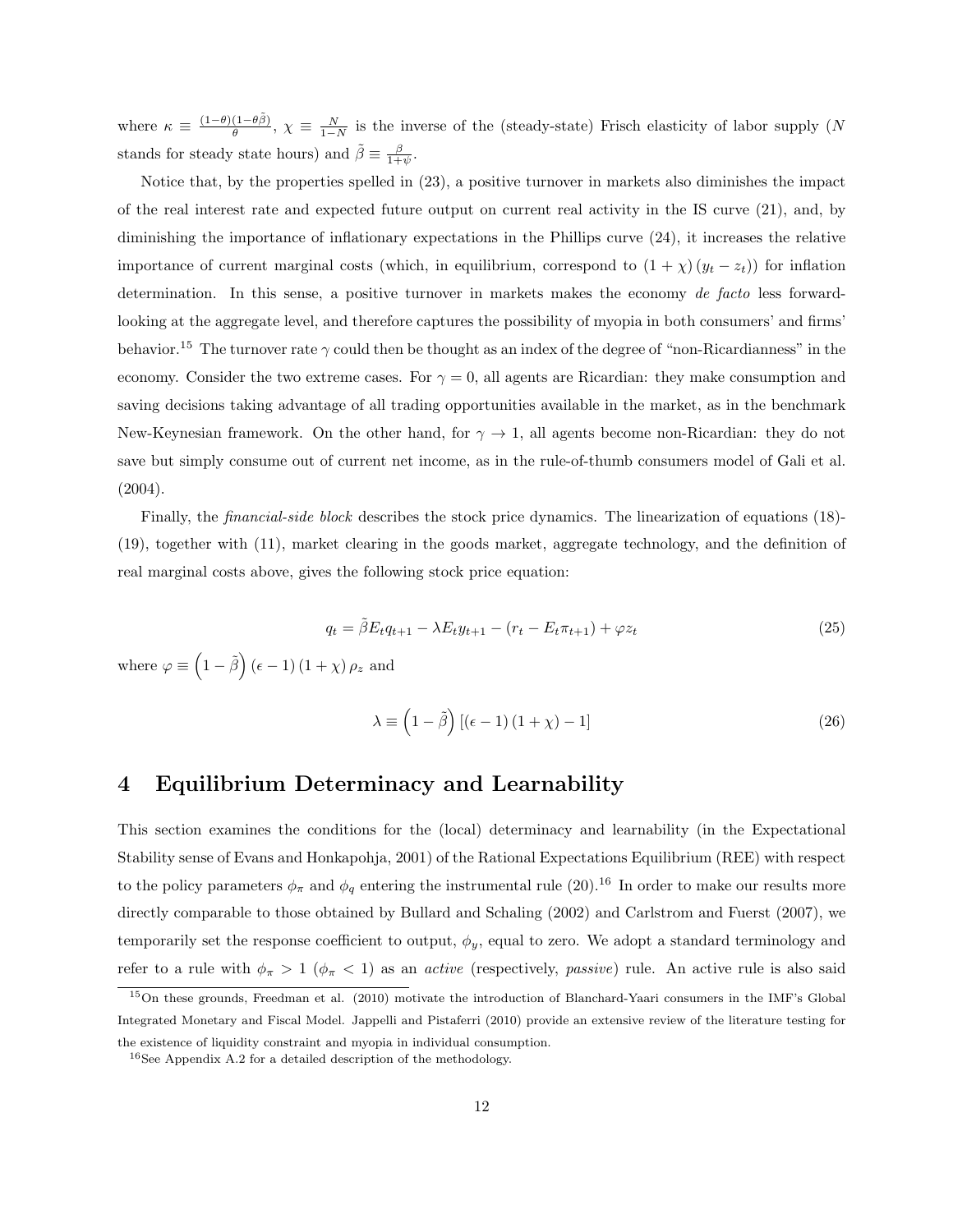where $\kappa \equiv \frac{(1-\theta)(1-\theta\tilde{\beta})}{\theta}$, $\chi \equiv \frac{N}{1-N}$ is the inverse of the (steady-state) Frisch elasticity of labor supply ($N$ stands for steady state hours) and $\tilde{\beta} \equiv \frac{\beta}{1+\psi}$.

Notice that, by the properties spelled in (23), a positive turnover in markets also diminishes the impact of the real interest rate and expected future output on current real activity in the IS curve (21), and, by diminishing the importance of inflationary expectations in the Phillips curve (24), it increases the relative importance of current marginal costs (which, in equilibrium, correspond to $(1+\chi)(y_t - z_t)$) for inflation determination. In this sense, a positive turnover in markets makes the economy *de facto* less forward-looking at the aggregate level, and therefore captures the possibility of myopia in both consumers' and firms' behavior.[15] The turnover rate $\gamma$ could then be thought as an index of the degree of "non-Ricardianness" in the economy. Consider the two extreme cases. For $\gamma = 0$, all agents are Ricardian: they make consumption and saving decisions taking advantage of all trading opportunities available in the market, as in the benchmark New-Keynesian framework. On the other hand, for $\gamma \to 1$, all agents become non-Ricardian: they do not save but simply consume out of current net income, as in the rule-of-thumb consumers model of Gali et al. (2004).

Finally, the *financial-side block* describes the stock price dynamics. The linearization of equations (18)-(19), together with (11), market clearing in the goods market, aggregate technology, and the definition of real marginal costs above, gives the following stock price equation:

$$q_t = \tilde{\beta} E_t q_{t+1} - \lambda E_t y_{t+1} - (r_t - E_t \pi_{t+1}) + \varphi z_t \tag{25}$$

where $\varphi \equiv \left(1 - \tilde{\beta}\right)(\epsilon - 1)(1+\chi)\rho_z$ and

$$\lambda \equiv \left(1 - \tilde{\beta}\right)\left[(\epsilon - 1)(1+\chi) - 1\right] \tag{26}$$

# 4 Equilibrium Determinacy and Learnability

This section examines the conditions for the (local) determinacy and learnability (in the Expectational Stability sense of Evans and Honkapohja, 2001) of the Rational Expectations Equilibrium (REE) with respect to the policy parameters $\phi_\pi$ and $\phi_q$ entering the instrumental rule (20).[16] In order to make our results more directly comparable to those obtained by Bullard and Schaling (2002) and Carlstrom and Fuerst (2007), we temporarily set the response coefficient to output, $\phi_y$, equal to zero. We adopt a standard terminology and refer to a rule with $\phi_\pi > 1$ ($\phi_\pi < 1$) as an *active* (respectively, *passive*) rule. An active rule is also said

[15] On these grounds, Freedman et al. (2010) motivate the introduction of Blanchard-Yaari consumers in the IMF's Global Integrated Monetary and Fiscal Model. Jappelli and Pistaferri (2010) provide an extensive review of the literature testing for the existence of liquidity constraint and myopia in individual consumption.

[16] See Appendix A.2 for a detailed description of the methodology.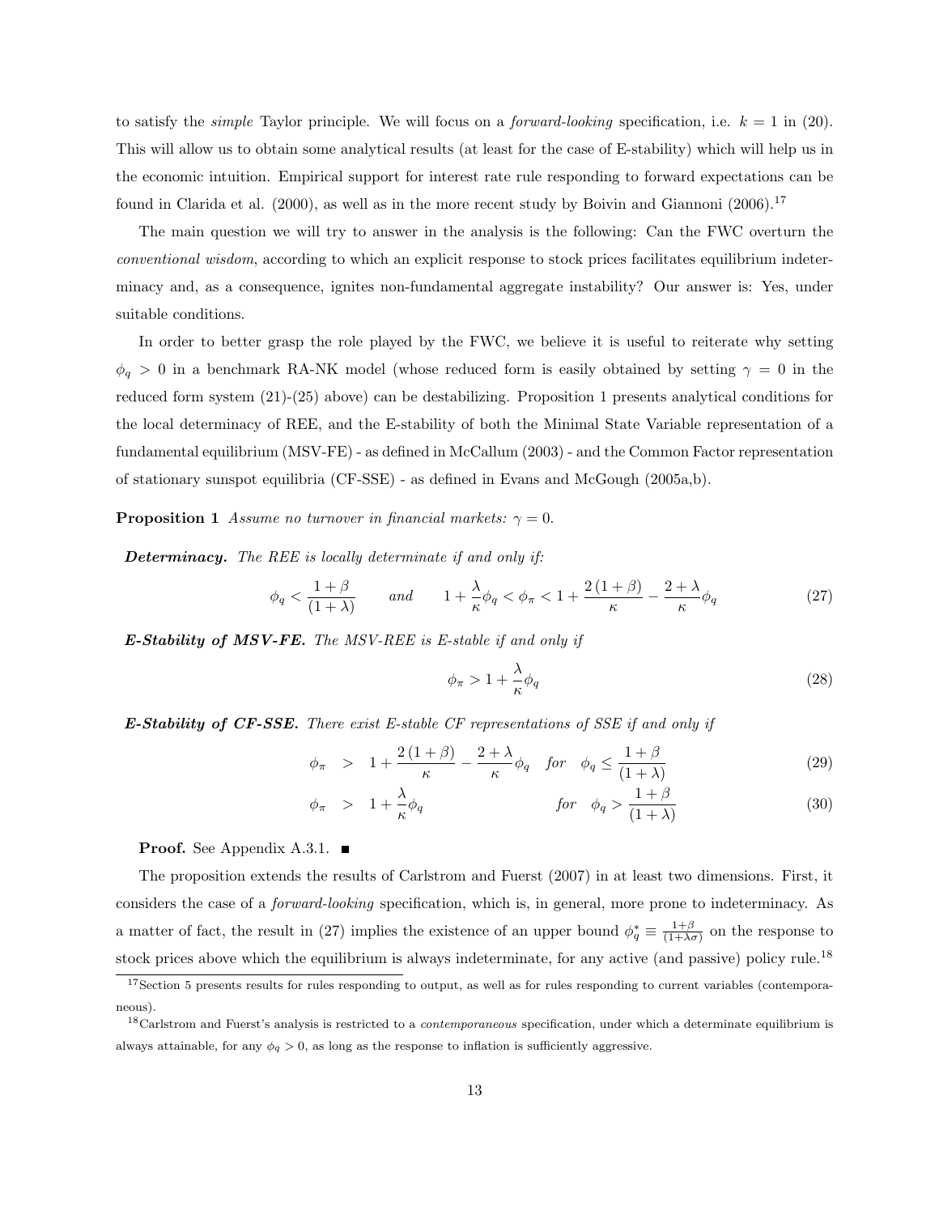to satisfy the *simple* Taylor principle. We will focus on a *forward-looking* specification, i.e. $k = 1$ in (20). This will allow us to obtain some analytical results (at least for the case of E-stability) which will help us in the economic intuition. Empirical support for interest rate rule responding to forward expectations can be found in Clarida et al. (2000), as well as in the more recent study by Boivin and Giannoni (2006).[17]

The main question we will try to answer in the analysis is the following: Can the FWC overturn the *conventional wisdom*, according to which an explicit response to stock prices facilitates equilibrium indeterminacy and, as a consequence, ignites non-fundamental aggregate instability? Our answer is: Yes, under suitable conditions.

In order to better grasp the role played by the FWC, we believe it is useful to reiterate why setting $\phi_q > 0$ in a benchmark RA-NK model (whose reduced form is easily obtained by setting $\gamma = 0$ in the reduced form system (21)-(25) above) can be destabilizing. Proposition 1 presents analytical conditions for the local determinacy of REE, and the E-stability of both the Minimal State Variable representation of a fundamental equilibrium (MSV-FE) - as defined in McCallum (2003) - and the Common Factor representation of stationary sunspot equilibria (CF-SSE) - as defined in Evans and McGough (2005a,b).

**Proposition 1** *Assume no turnover in financial markets: $\gamma = 0$.*

***Determinacy.*** *The REE is locally determinate if and only if:*

$$\phi_q < \frac{1+\beta}{(1+\lambda)} \qquad and \qquad 1 + \frac{\lambda}{\kappa}\phi_q < \phi_\pi < 1 + \frac{2(1+\beta)}{\kappa} - \frac{2+\lambda}{\kappa}\phi_q \tag{27}$$

***E-Stability of MSV-FE.*** *The MSV-REE is E-stable if and only if*

$$\phi_\pi > 1 + \frac{\lambda}{\kappa}\phi_q \tag{28}$$

***E-Stability of CF-SSE.*** *There exist E-stable CF representations of SSE if and only if*

$$\phi_\pi > 1 + \frac{2(1+\beta)}{\kappa} - \frac{2+\lambda}{\kappa}\phi_q \quad for \quad \phi_q \leq \frac{1+\beta}{(1+\lambda)} \tag{29}$$

$$\phi_\pi > 1 + \frac{\lambda}{\kappa}\phi_q \qquad\qquad for \quad \phi_q > \frac{1+\beta}{(1+\lambda)} \tag{30}$$

**Proof.** See Appendix A.3.1. ■

The proposition extends the results of Carlstrom and Fuerst (2007) in at least two dimensions. First, it considers the case of a *forward-looking* specification, which is, in general, more prone to indeterminacy. As a matter of fact, the result in (27) implies the existence of an upper bound $\phi_q^* \equiv \frac{1+\beta}{(1+\lambda\sigma)}$ on the response to stock prices above which the equilibrium is always indeterminate, for any active (and passive) policy rule.[18]

[17] Section 5 presents results for rules responding to output, as well as for rules responding to current variables (contemporaneous).

[18] Carlstrom and Fuerst's analysis is restricted to a *contemporaneous* specification, under which a determinate equilibrium is always attainable, for any $\phi_q > 0$, as long as the response to inflation is sufficiently aggressive.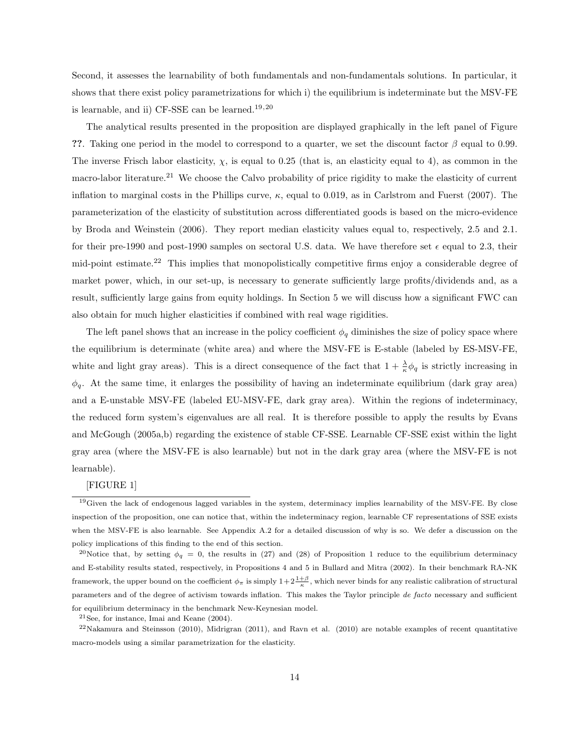Second, it assesses the learnability of both fundamentals and non-fundamentals solutions. In particular, it shows that there exist policy parametrizations for which i) the equilibrium is indeterminate but the MSV-FE is learnable, and ii) CF-SSE can be learned.[19,20]

The analytical results presented in the proposition are displayed graphically in the left panel of Figure **??**. Taking one period in the model to correspond to a quarter, we set the discount factor $\beta$ equal to 0.99. The inverse Frisch labor elasticity, $\chi$, is equal to 0.25 (that is, an elasticity equal to 4), as common in the macro-labor literature.[21] We choose the Calvo probability of price rigidity to make the elasticity of current inflation to marginal costs in the Phillips curve, $\kappa$, equal to 0.019, as in Carlstrom and Fuerst (2007). The parameterization of the elasticity of substitution across differentiated goods is based on the micro-evidence by Broda and Weinstein (2006). They report median elasticity values equal to, respectively, 2.5 and 2.1. for their pre-1990 and post-1990 samples on sectoral U.S. data. We have therefore set $\epsilon$ equal to 2.3, their mid-point estimate.[22] This implies that monopolistically competitive firms enjoy a considerable degree of market power, which, in our set-up, is necessary to generate sufficiently large profits/dividends and, as a result, sufficiently large gains from equity holdings. In Section 5 we will discuss how a significant FWC can also obtain for much higher elasticities if combined with real wage rigidities.

The left panel shows that an increase in the policy coefficient $\phi_q$ diminishes the size of policy space where the equilibrium is determinate (white area) and where the MSV-FE is E-stable (labeled by ES-MSV-FE, white and light gray areas). This is a direct consequence of the fact that $1 + \frac{\lambda}{\kappa}\phi_q$ is strictly increasing in $\phi_q$. At the same time, it enlarges the possibility of having an indeterminate equilibrium (dark gray area) and a E-unstable MSV-FE (labeled EU-MSV-FE, dark gray area). Within the regions of indeterminacy, the reduced form system's eigenvalues are all real. It is therefore possible to apply the results by Evans and McGough (2005a,b) regarding the existence of stable CF-SSE. Learnable CF-SSE exist within the light gray area (where the MSV-FE is also learnable) but not in the dark gray area (where the MSV-FE is not learnable).

[FIGURE 1]

[19] Given the lack of endogenous lagged variables in the system, determinacy implies learnability of the MSV-FE. By close inspection of the proposition, one can notice that, within the indeterminacy region, learnable CF representations of SSE exists when the MSV-FE is also learnable. See Appendix A.2 for a detailed discussion of why is so. We defer a discussion on the policy implications of this finding to the end of this section.

[20] Notice that, by setting $\phi_q = 0$, the results in (27) and (28) of Proposition 1 reduce to the equilibrium determinacy and E-stability results stated, respectively, in Propositions 4 and 5 in Bullard and Mitra (2002). In their benchmark RA-NK framework, the upper bound on the coefficient $\phi_\pi$ is simply $1+2\frac{1+\beta}{\kappa}$, which never binds for any realistic calibration of structural parameters and of the degree of activism towards inflation. This makes the Taylor principle *de facto* necessary and sufficient for equilibrium determinacy in the benchmark New-Keynesian model.

[21] See, for instance, Imai and Keane (2004).

[22] Nakamura and Steinsson (2010), Midrigran (2011), and Ravn et al. (2010) are notable examples of recent quantitative macro-models using a similar parametrization for the elasticity.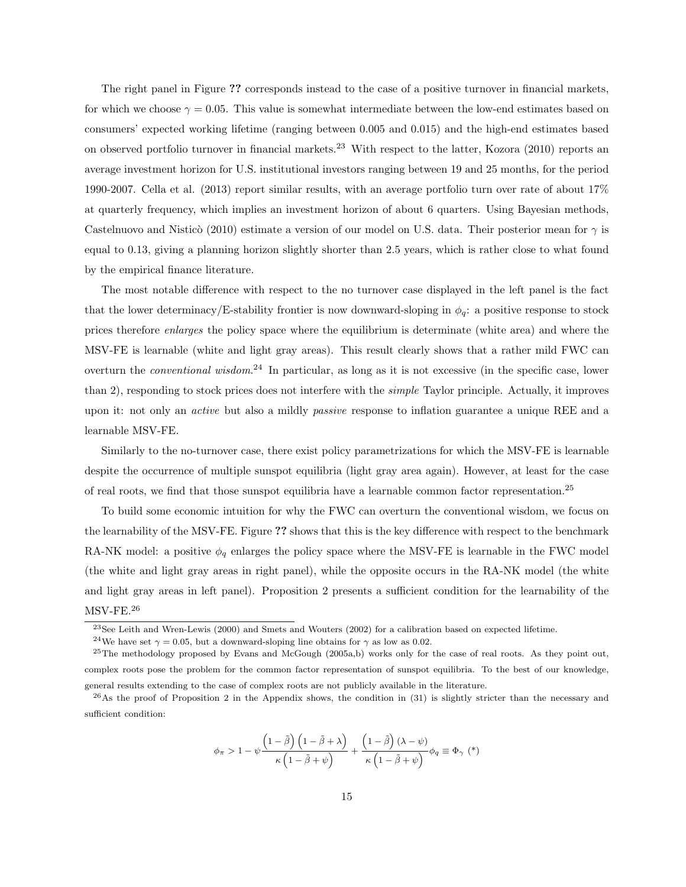The right panel in Figure ?? corresponds instead to the case of a positive turnover in financial markets, for which we choose $\gamma = 0.05$. This value is somewhat intermediate between the low-end estimates based on consumers' expected working lifetime (ranging between 0.005 and 0.015) and the high-end estimates based on observed portfolio turnover in financial markets.[23] With respect to the latter, Kozora (2010) reports an average investment horizon for U.S. institutional investors ranging between 19 and 25 months, for the period 1990-2007. Cella et al. (2013) report similar results, with an average portfolio turn over rate of about 17% at quarterly frequency, which implies an investment horizon of about 6 quarters. Using Bayesian methods, Castelnuovo and Nisticò (2010) estimate a version of our model on U.S. data. Their posterior mean for $\gamma$ is equal to 0.13, giving a planning horizon slightly shorter than 2.5 years, which is rather close to what found by the empirical finance literature.

The most notable difference with respect to the no turnover case displayed in the left panel is the fact that the lower determinacy/E-stability frontier is now downward-sloping in $\phi_q$: a positive response to stock prices therefore *enlarges* the policy space where the equilibrium is determinate (white area) and where the MSV-FE is learnable (white and light gray areas). This result clearly shows that a rather mild FWC can overturn the *conventional wisdom*.[24] In particular, as long as it is not excessive (in the specific case, lower than 2), responding to stock prices does not interfere with the *simple* Taylor principle. Actually, it improves upon it: not only an *active* but also a mildly *passive* response to inflation guarantee a unique REE and a learnable MSV-FE.

Similarly to the no-turnover case, there exist policy parametrizations for which the MSV-FE is learnable despite the occurrence of multiple sunspot equilibria (light gray area again). However, at least for the case of real roots, we find that those sunspot equilibria have a learnable common factor representation.[25]

To build some economic intuition for why the FWC can overturn the conventional wisdom, we focus on the learnability of the MSV-FE. Figure ?? shows that this is the key difference with respect to the benchmark RA-NK model: a positive $\phi_q$ enlarges the policy space where the MSV-FE is learnable in the FWC model (the white and light gray areas in right panel), while the opposite occurs in the RA-NK model (the white and light gray areas in left panel). Proposition 2 presents a sufficient condition for the learnability of the MSV-FE.[26]

---

[23] See Leith and Wren-Lewis (2000) and Smets and Wouters (2002) for a calibration based on expected lifetime.

[24] We have set $\gamma = 0.05$, but a downward-sloping line obtains for $\gamma$ as low as 0.02.

[25] The methodology proposed by Evans and McGough (2005a,b) works only for the case of real roots. As they point out, complex roots pose the problem for the common factor representation of sunspot equilibria. To the best of our knowledge, general results extending to the case of complex roots are not publicly available in the literature.

[26] As the proof of Proposition 2 in the Appendix shows, the condition in (31) is slightly stricter than the necessary and sufficient condition:

$$\phi_\pi > 1 - \psi \frac{\left(1-\tilde{\beta}\right)\left(1-\tilde{\beta}+\lambda\right)}{\kappa\left(1-\tilde{\beta}+\psi\right)} + \frac{\left(1-\tilde{\beta}\right)(\lambda-\psi)}{\kappa\left(1-\tilde{\beta}+\psi\right)}\phi_q \equiv \Phi_\gamma \ (*)$$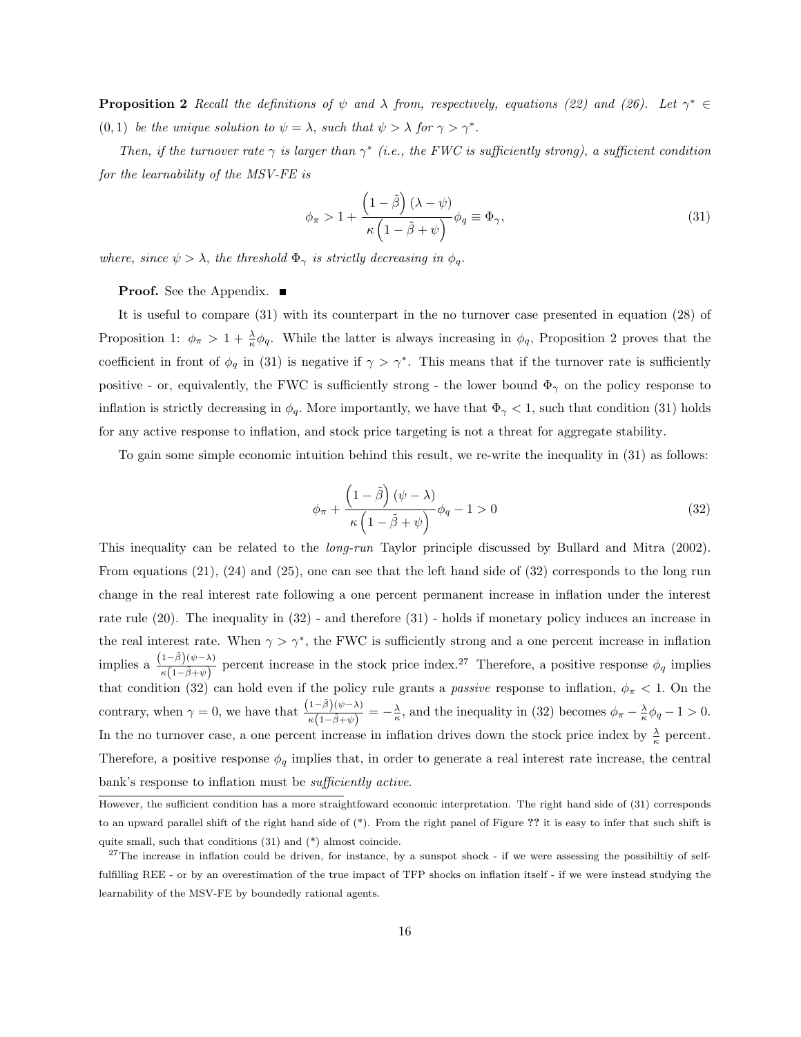**Proposition 2** *Recall the definitions of $\psi$ and $\lambda$ from, respectively, equations (22) and (26). Let $\gamma^* \in (0,1)$ be the unique solution to $\psi = \lambda$, such that $\psi > \lambda$ for $\gamma > \gamma^*$.*

*Then, if the turnover rate $\gamma$ is larger than $\gamma^*$ (i.e., the FWC is sufficiently strong), a sufficient condition for the learnability of the MSV-FE is*

$$\phi_\pi > 1 + \frac{\left(1-\tilde{\beta}\right)(\lambda - \psi)}{\kappa\left(1-\tilde{\beta}+\psi\right)}\phi_q \equiv \Phi_\gamma, \tag{31}$$

*where, since $\psi > \lambda$, the threshold $\Phi_\gamma$ is strictly decreasing in $\phi_q$.*

**Proof.** See the Appendix. ■

It is useful to compare (31) with its counterpart in the no turnover case presented in equation (28) of Proposition 1: $\phi_\pi > 1 + \frac{\lambda}{\kappa}\phi_q$. While the latter is always increasing in $\phi_q$, Proposition 2 proves that the coefficient in front of $\phi_q$ in (31) is negative if $\gamma > \gamma^*$. This means that if the turnover rate is sufficiently positive - or, equivalently, the FWC is sufficiently strong - the lower bound $\Phi_\gamma$ on the policy response to inflation is strictly decreasing in $\phi_q$. More importantly, we have that $\Phi_\gamma < 1$, such that condition (31) holds for any active response to inflation, and stock price targeting is not a threat for aggregate stability.

To gain some simple economic intuition behind this result, we re-write the inequality in (31) as follows:

$$\phi_\pi + \frac{\left(1-\tilde{\beta}\right)(\psi - \lambda)}{\kappa\left(1-\tilde{\beta}+\psi\right)}\phi_q - 1 > 0 \tag{32}$$

This inequality can be related to the *long-run* Taylor principle discussed by Bullard and Mitra (2002). From equations (21), (24) and (25), one can see that the left hand side of (32) corresponds to the long run change in the real interest rate following a one percent permanent increase in inflation under the interest rate rule (20). The inequality in (32) - and therefore (31) - holds if monetary policy induces an increase in the real interest rate. When $\gamma > \gamma^*$, the FWC is sufficiently strong and a one percent increase in inflation implies a $\frac{\left(1-\tilde{\beta}\right)(\psi-\lambda)}{\kappa\left(1-\tilde{\beta}+\psi\right)}$ percent increase in the stock price index.[27] Therefore, a positive response $\phi_q$ implies that condition (32) can hold even if the policy rule grants a *passive* response to inflation, $\phi_\pi < 1$. On the contrary, when $\gamma = 0$, we have that $\frac{\left(1-\tilde{\beta}\right)(\psi-\lambda)}{\kappa\left(1-\tilde{\beta}+\psi\right)} = -\frac{\lambda}{\kappa}$, and the inequality in (32) becomes $\phi_\pi - \frac{\lambda}{\kappa}\phi_q - 1 > 0$. In the no turnover case, a one percent increase in inflation drives down the stock price index by $\frac{\lambda}{\kappa}$ percent. Therefore, a positive response $\phi_q$ implies that, in order to generate a real interest rate increase, the central bank's response to inflation must be *sufficiently active*.

---

However, the sufficient condition has a more straightfoward economic interpretation. The right hand side of (31) corresponds to an upward parallel shift of the right hand side of (*). From the right panel of Figure ?? it is easy to infer that such shift is quite small, such that conditions (31) and (*) almost coincide.

[27] The increase in inflation could be driven, for instance, by a sunspot shock - if we were assessing the possibiltiy of self-fulfilling REE - or by an overestimation of the true impact of TFP shocks on inflation itself - if we were instead studying the learnability of the MSV-FE by boundedly rational agents.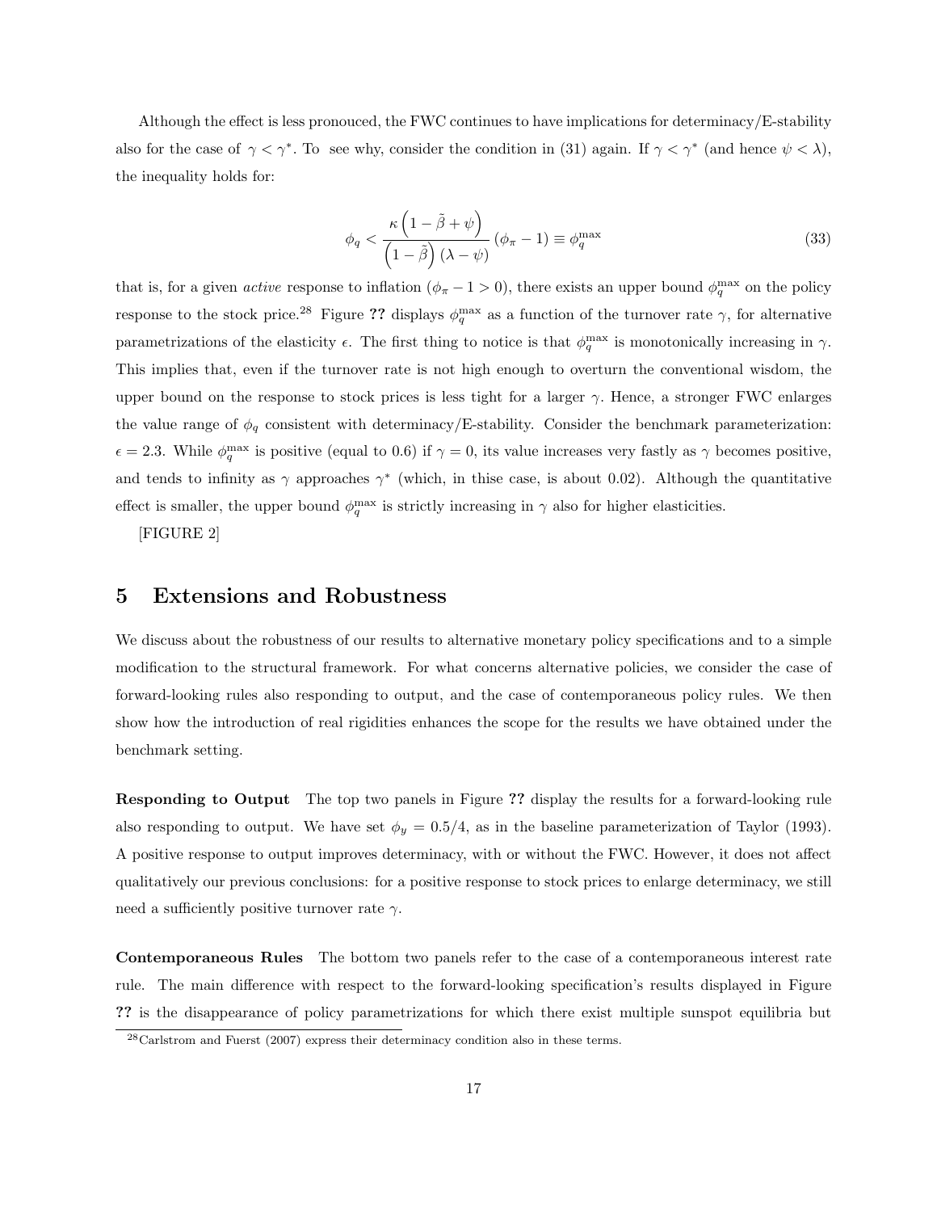Although the effect is less pronouced, the FWC continues to have implications for determinacy/E-stability also for the case of $\gamma < \gamma^*$. To see why, consider the condition in (31) again. If $\gamma < \gamma^*$ (and hence $\psi < \lambda$), the inequality holds for:

$$\phi_q < \frac{\kappa\left(1 - \tilde{\beta} + \psi\right)}{\left(1 - \tilde{\beta}\right)(\lambda - \psi)} (\phi_\pi - 1) \equiv \phi_q^{\max} \tag{33}$$

that is, for a given *active* response to inflation ($\phi_\pi - 1 > 0$), there exists an upper bound $\phi_q^{\max}$ on the policy response to the stock price.[28] Figure **??** displays $\phi_q^{\max}$ as a function of the turnover rate $\gamma$, for alternative parametrizations of the elasticity $\epsilon$. The first thing to notice is that $\phi_q^{\max}$ is monotonically increasing in $\gamma$. This implies that, even if the turnover rate is not high enough to overturn the conventional wisdom, the upper bound on the response to stock prices is less tight for a larger $\gamma$. Hence, a stronger FWC enlarges the value range of $\phi_q$ consistent with determinacy/E-stability. Consider the benchmark parameterization: $\epsilon = 2.3$. While $\phi_q^{\max}$ is positive (equal to 0.6) if $\gamma = 0$, its value increases very fastly as $\gamma$ becomes positive, and tends to infinity as $\gamma$ approaches $\gamma^*$ (which, in thise case, is about 0.02). Although the quantitative effect is smaller, the upper bound $\phi_q^{\max}$ is strictly increasing in $\gamma$ also for higher elasticities.

[FIGURE 2]

## 5 Extensions and Robustness

We discuss about the robustness of our results to alternative monetary policy specifications and to a simple modification to the structural framework. For what concerns alternative policies, we consider the case of forward-looking rules also responding to output, and the case of contemporaneous policy rules. We then show how the introduction of real rigidities enhances the scope for the results we have obtained under the benchmark setting.

**Responding to Output** The top two panels in Figure **??** display the results for a forward-looking rule also responding to output. We have set $\phi_y = 0.5/4$, as in the baseline parameterization of Taylor (1993). A positive response to output improves determinacy, with or without the FWC. However, it does not affect qualitatively our previous conclusions: for a positive response to stock prices to enlarge determinacy, we still need a sufficiently positive turnover rate $\gamma$.

**Contemporaneous Rules** The bottom two panels refer to the case of a contemporaneous interest rate rule. The main difference with respect to the forward-looking specification's results displayed in Figure **??** is the disappearance of policy parametrizations for which there exist multiple sunspot equilibria but

[28] Carlstrom and Fuerst (2007) express their determinacy condition also in these terms.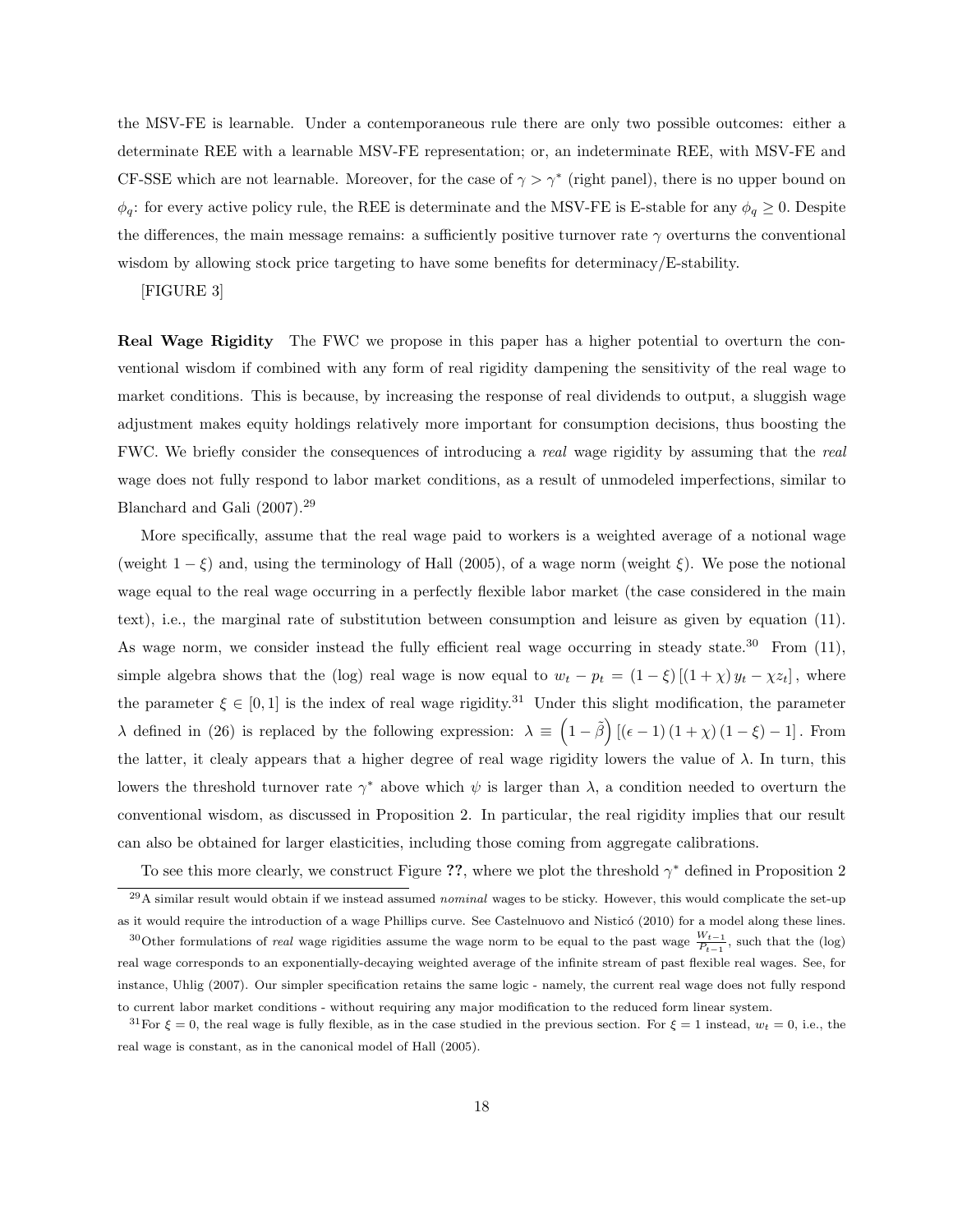the MSV-FE is learnable. Under a contemporaneous rule there are only two possible outcomes: either a determinate REE with a learnable MSV-FE representation; or, an indeterminate REE, with MSV-FE and CF-SSE which are not learnable. Moreover, for the case of $\gamma > \gamma^*$ (right panel), there is no upper bound on $\phi_q$: for every active policy rule, the REE is determinate and the MSV-FE is E-stable for any $\phi_q \geq 0$. Despite the differences, the main message remains: a sufficiently positive turnover rate $\gamma$ overturns the conventional wisdom by allowing stock price targeting to have some benefits for determinacy/E-stability.

[FIGURE 3]

**Real Wage Rigidity** The FWC we propose in this paper has a higher potential to overturn the conventional wisdom if combined with any form of real rigidity dampening the sensitivity of the real wage to market conditions. This is because, by increasing the response of real dividends to output, a sluggish wage adjustment makes equity holdings relatively more important for consumption decisions, thus boosting the FWC. We briefly consider the consequences of introducing a *real* wage rigidity by assuming that the *real* wage does not fully respond to labor market conditions, as a result of unmodeled imperfections, similar to Blanchard and Gali (2007).[29]

More specifically, assume that the real wage paid to workers is a weighted average of a notional wage (weight $1-\xi$) and, using the terminology of Hall (2005), of a wage norm (weight $\xi$). We pose the notional wage equal to the real wage occurring in a perfectly flexible labor market (the case considered in the main text), i.e., the marginal rate of substitution between consumption and leisure as given by equation (11). As wage norm, we consider instead the fully efficient real wage occurring in steady state.[30] From (11), simple algebra shows that the (log) real wage is now equal to $w_t - p_t = (1-\xi)\left[(1+\chi)\,y_t - \chi z_t\right]$, where the parameter $\xi \in [0,1]$ is the index of real wage rigidity.[31] Under this slight modification, the parameter $\lambda$ defined in (26) is replaced by the following expression: $\lambda \equiv \left(1-\tilde{\beta}\right)\left[(\epsilon-1)(1+\chi)(1-\xi)-1\right]$. From the latter, it clealy appears that a higher degree of real wage rigidity lowers the value of $\lambda$. In turn, this lowers the threshold turnover rate $\gamma^*$ above which $\psi$ is larger than $\lambda$, a condition needed to overturn the conventional wisdom, as discussed in Proposition 2. In particular, the real rigidity implies that our result can also be obtained for larger elasticities, including those coming from aggregate calibrations.

To see this more clearly, we construct Figure **??**, where we plot the threshold $\gamma^*$ defined in Proposition 2

---

[29] A similar result would obtain if we instead assumed *nominal* wages to be sticky. However, this would complicate the set-up as it would require the introduction of a wage Phillips curve. See Castelnuovo and Nisticó (2010) for a model along these lines.

[30] Other formulations of *real* wage rigidities assume the wage norm to be equal to the past wage $\frac{W_{t-1}}{P_{t-1}}$, such that the (log) real wage corresponds to an exponentially-decaying weighted average of the infinite stream of past flexible real wages. See, for instance, Uhlig (2007). Our simpler specification retains the same logic - namely, the current real wage does not fully respond to current labor market conditions - without requiring any major modification to the reduced form linear system.

[31] For $\xi = 0$, the real wage is fully flexible, as in the case studied in the previous section. For $\xi = 1$ instead, $w_t = 0$, i.e., the real wage is constant, as in the canonical model of Hall (2005).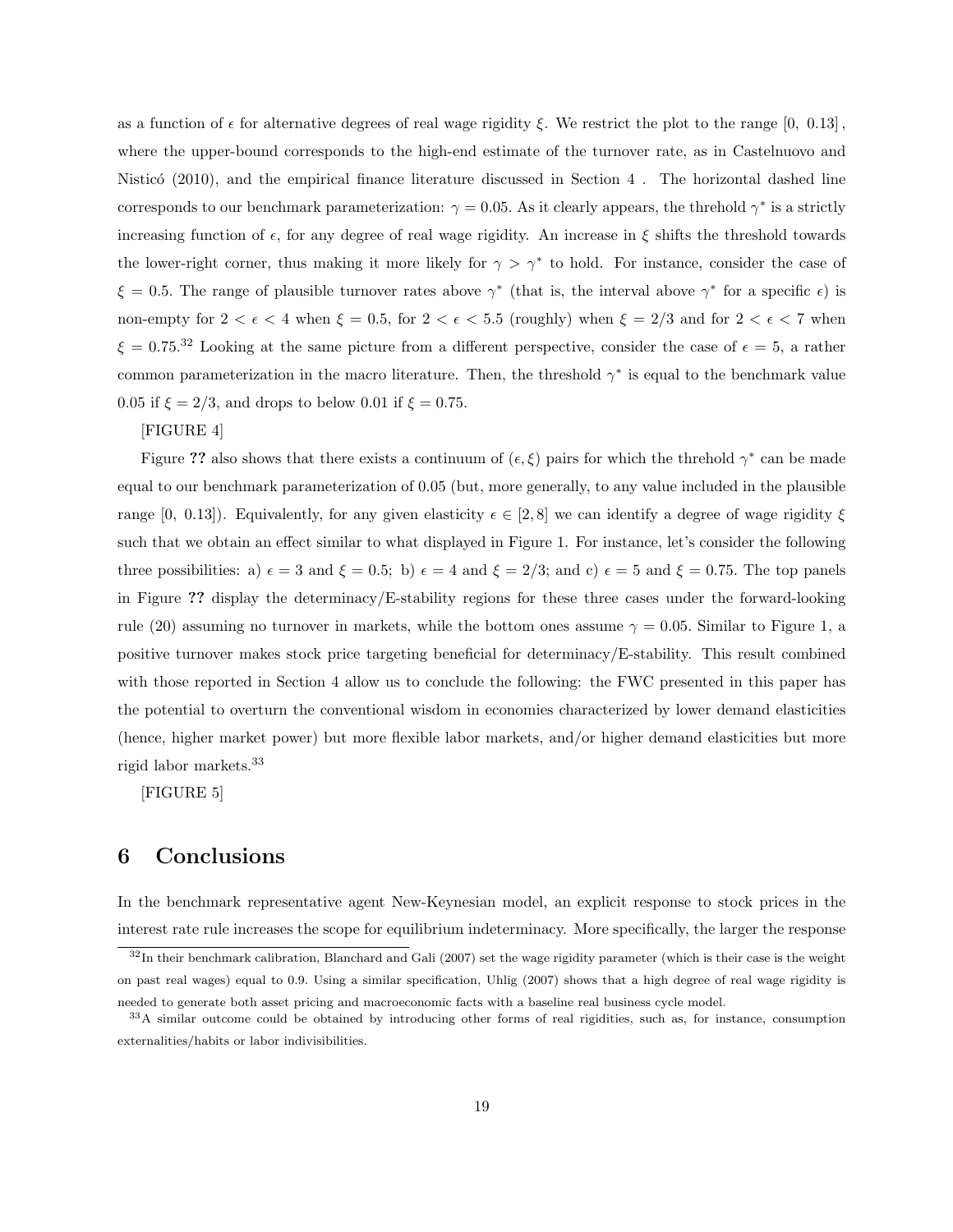as a function of $\epsilon$ for alternative degrees of real wage rigidity $\xi$. We restrict the plot to the range $[0,\ 0.13]$, where the upper-bound corresponds to the high-end estimate of the turnover rate, as in Castelnuovo and Nisticó (2010), and the empirical finance literature discussed in Section 4 . The horizontal dashed line corresponds to our benchmark parameterization: $\gamma = 0.05$. As it clearly appears, the threhold $\gamma^*$ is a strictly increasing function of $\epsilon$, for any degree of real wage rigidity. An increase in $\xi$ shifts the threshold towards the lower-right corner, thus making it more likely for $\gamma > \gamma^*$ to hold. For instance, consider the case of $\xi = 0.5$. The range of plausible turnover rates above $\gamma^*$ (that is, the interval above $\gamma^*$ for a specific $\epsilon$) is non-empty for $2 < \epsilon < 4$ when $\xi = 0.5$, for $2 < \epsilon < 5.5$ (roughly) when $\xi = 2/3$ and for $2 < \epsilon < 7$ when $\xi = 0.75$.[32] Looking at the same picture from a different perspective, consider the case of $\epsilon = 5$, a rather common parameterization in the macro literature. Then, the threshold $\gamma^*$ is equal to the benchmark value 0.05 if $\xi = 2/3$, and drops to below 0.01 if $\xi = 0.75$.

[FIGURE 4]

Figure **??** also shows that there exists a continuum of $(\epsilon, \xi)$ pairs for which the threhold $\gamma^*$ can be made equal to our benchmark parameterization of 0.05 (but, more generally, to any value included in the plausible range $[0,\ 0.13]$). Equivalently, for any given elasticity $\epsilon \in [2, 8]$ we can identify a degree of wage rigidity $\xi$ such that we obtain an effect similar to what displayed in Figure 1. For instance, let's consider the following three possibilities: a) $\epsilon = 3$ and $\xi = 0.5$; b) $\epsilon = 4$ and $\xi = 2/3$; and c) $\epsilon = 5$ and $\xi = 0.75$. The top panels in Figure **??** display the determinacy/E-stability regions for these three cases under the forward-looking rule (20) assuming no turnover in markets, while the bottom ones assume $\gamma = 0.05$. Similar to Figure 1, a positive turnover makes stock price targeting beneficial for determinacy/E-stability. This result combined with those reported in Section 4 allow us to conclude the following: the FWC presented in this paper has the potential to overturn the conventional wisdom in economies characterized by lower demand elasticities (hence, higher market power) but more flexible labor markets, and/or higher demand elasticities but more rigid labor markets.[33]

[FIGURE 5]

# 6 Conclusions

In the benchmark representative agent New-Keynesian model, an explicit response to stock prices in the interest rate rule increases the scope for equilibrium indeterminacy. More specifically, the larger the response

[32] In their benchmark calibration, Blanchard and Gali (2007) set the wage rigidity parameter (which is their case is the weight on past real wages) equal to 0.9. Using a similar specification, Uhlig (2007) shows that a high degree of real wage rigidity is needed to generate both asset pricing and macroeconomic facts with a baseline real business cycle model.

[33] A similar outcome could be obtained by introducing other forms of real rigidities, such as, for instance, consumption externalities/habits or labor indivisibilities.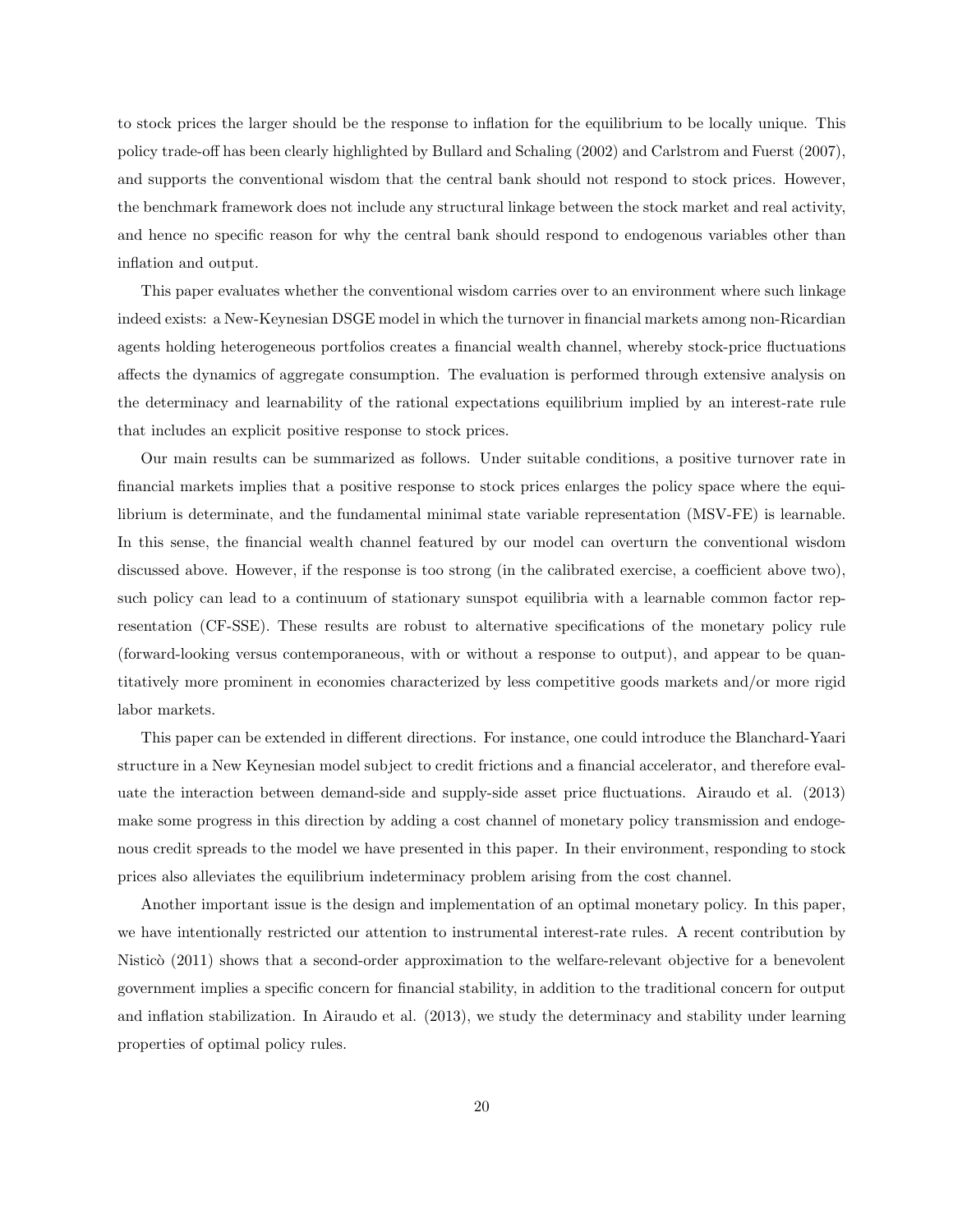to stock prices the larger should be the response to inflation for the equilibrium to be locally unique. This policy trade-off has been clearly highlighted by Bullard and Schaling (2002) and Carlstrom and Fuerst (2007), and supports the conventional wisdom that the central bank should not respond to stock prices. However, the benchmark framework does not include any structural linkage between the stock market and real activity, and hence no specific reason for why the central bank should respond to endogenous variables other than inflation and output.

This paper evaluates whether the conventional wisdom carries over to an environment where such linkage indeed exists: a New-Keynesian DSGE model in which the turnover in financial markets among non-Ricardian agents holding heterogeneous portfolios creates a financial wealth channel, whereby stock-price fluctuations affects the dynamics of aggregate consumption. The evaluation is performed through extensive analysis on the determinacy and learnability of the rational expectations equilibrium implied by an interest-rate rule that includes an explicit positive response to stock prices.

Our main results can be summarized as follows. Under suitable conditions, a positive turnover rate in financial markets implies that a positive response to stock prices enlarges the policy space where the equilibrium is determinate, and the fundamental minimal state variable representation (MSV-FE) is learnable. In this sense, the financial wealth channel featured by our model can overturn the conventional wisdom discussed above. However, if the response is too strong (in the calibrated exercise, a coefficient above two), such policy can lead to a continuum of stationary sunspot equilibria with a learnable common factor representation (CF-SSE). These results are robust to alternative specifications of the monetary policy rule (forward-looking versus contemporaneous, with or without a response to output), and appear to be quantitatively more prominent in economies characterized by less competitive goods markets and/or more rigid labor markets.

This paper can be extended in different directions. For instance, one could introduce the Blanchard-Yaari structure in a New Keynesian model subject to credit frictions and a financial accelerator, and therefore evaluate the interaction between demand-side and supply-side asset price fluctuations. Airaudo et al. (2013) make some progress in this direction by adding a cost channel of monetary policy transmission and endogenous credit spreads to the model we have presented in this paper. In their environment, responding to stock prices also alleviates the equilibrium indeterminacy problem arising from the cost channel.

Another important issue is the design and implementation of an optimal monetary policy. In this paper, we have intentionally restricted our attention to instrumental interest-rate rules. A recent contribution by Nisticò (2011) shows that a second-order approximation to the welfare-relevant objective for a benevolent government implies a specific concern for financial stability, in addition to the traditional concern for output and inflation stabilization. In Airaudo et al. (2013), we study the determinacy and stability under learning properties of optimal policy rules.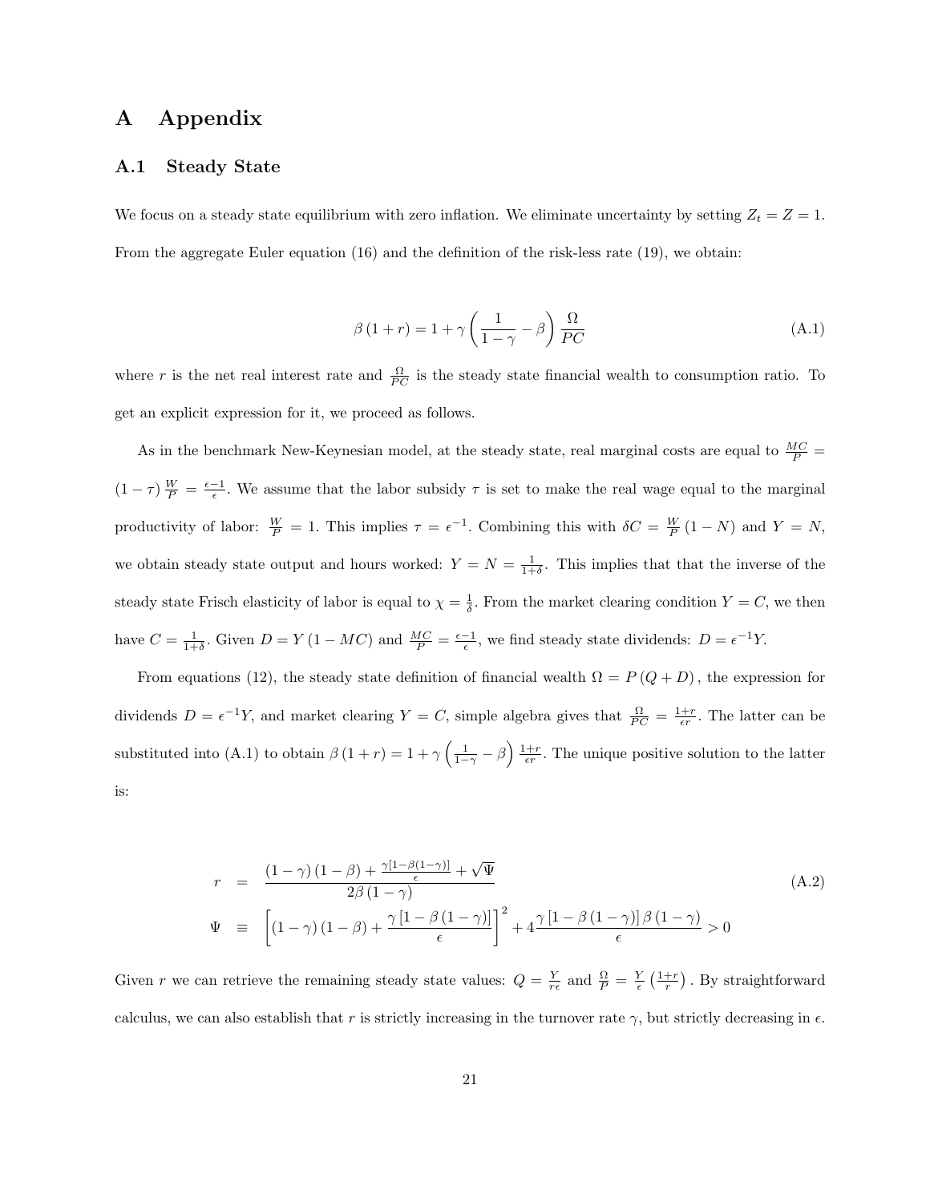# A Appendix

## A.1 Steady State

We focus on a steady state equilibrium with zero inflation. We eliminate uncertainty by setting $Z_t = Z = 1$. From the aggregate Euler equation (16) and the definition of the risk-less rate (19), we obtain:

$$\beta (1 + r) = 1 + \gamma \left( \frac{1}{1-\gamma} - \beta \right) \frac{\Omega}{PC} \tag{A.1}$$

where $r$ is the net real interest rate and $\frac{\Omega}{PC}$ is the steady state financial wealth to consumption ratio. To get an explicit expression for it, we proceed as follows.

As in the benchmark New-Keynesian model, at the steady state, real marginal costs are equal to $\frac{MC}{P} = (1-\tau)\frac{W}{P} = \frac{\epsilon - 1}{\epsilon}$. We assume that the labor subsidy $\tau$ is set to make the real wage equal to the marginal productivity of labor: $\frac{W}{P} = 1$. This implies $\tau = \epsilon^{-1}$. Combining this with $\delta C = \frac{W}{P}(1-N)$ and $Y = N$, we obtain steady state output and hours worked: $Y = N = \frac{1}{1+\delta}$. This implies that that the inverse of the steady state Frisch elasticity of labor is equal to $\chi = \frac{1}{\delta}$. From the market clearing condition $Y = C$, we then have $C = \frac{1}{1+\delta}$. Given $D = Y(1 - MC)$ and $\frac{MC}{P} = \frac{\epsilon-1}{\epsilon}$, we find steady state dividends: $D = \epsilon^{-1} Y$.

From equations (12), the steady state definition of financial wealth $\Omega = P(Q + D)$, the expression for dividends $D = \epsilon^{-1}Y$, and market clearing $Y = C$, simple algebra gives that $\frac{\Omega}{PC} = \frac{1+r}{\epsilon r}$. The latter can be substituted into (A.1) to obtain $\beta(1+r) = 1 + \gamma\left(\frac{1}{1-\gamma} - \beta\right)\frac{1+r}{\epsilon r}$. The unique positive solution to the latter is:

$$\begin{aligned} r &= \frac{(1-\gamma)(1-\beta) + \frac{\gamma[1-\beta(1-\gamma)]}{\epsilon} + \sqrt{\Psi}}{2\beta(1-\gamma)} \\ \Psi &\equiv \left[(1-\gamma)(1-\beta) + \frac{\gamma[1-\beta(1-\gamma)]}{\epsilon}\right]^2 + 4\frac{\gamma[1-\beta(1-\gamma)]\beta(1-\gamma)}{\epsilon} > 0 \end{aligned} \tag{A.2}$$

Given $r$ we can retrieve the remaining steady state values: $Q = \frac{Y}{r\epsilon}$ and $\frac{\Omega}{P} = \frac{Y}{\epsilon}\left(\frac{1+r}{r}\right)$. By straightforward calculus, we can also establish that $r$ is strictly increasing in the turnover rate $\gamma$, but strictly decreasing in $\epsilon$.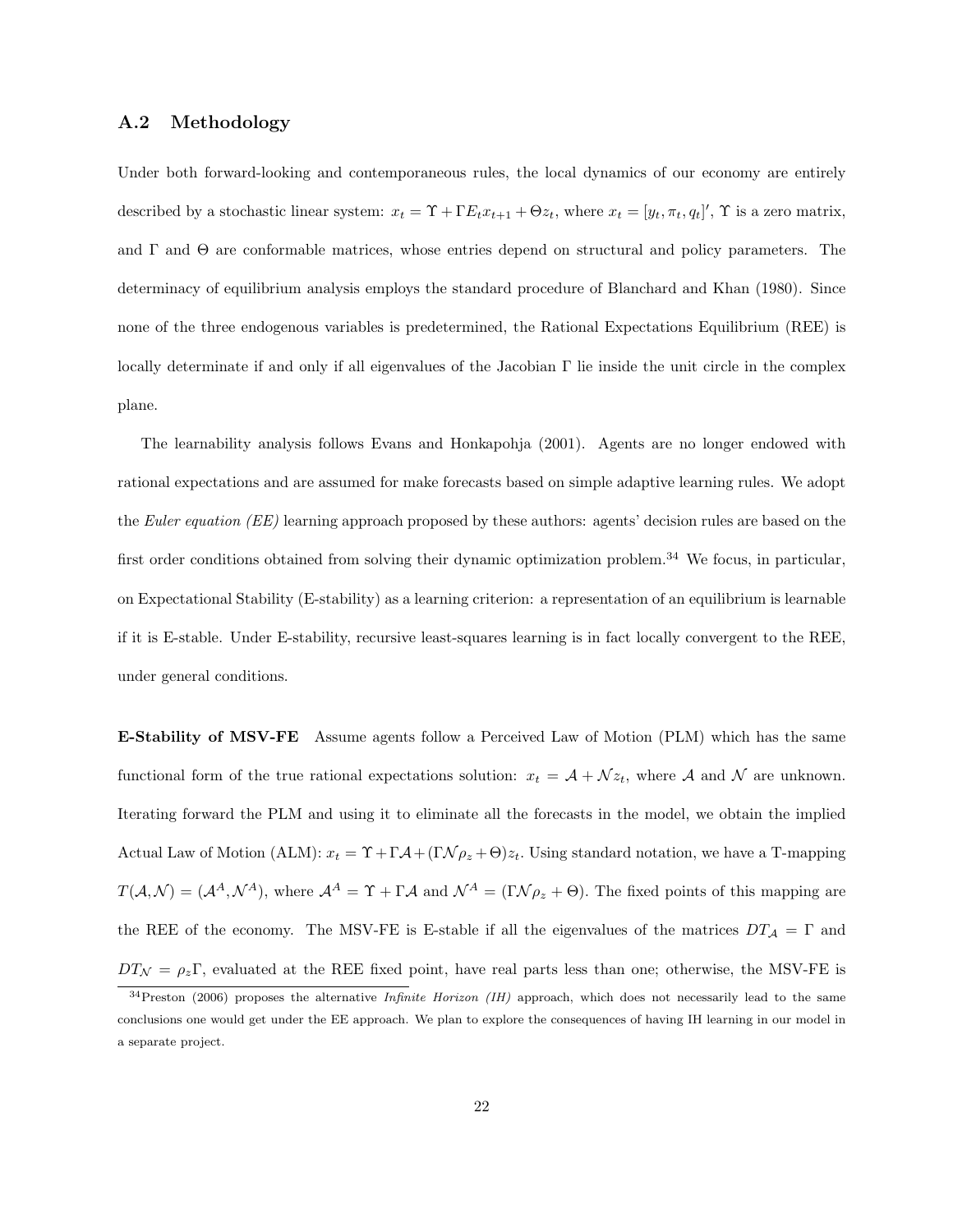## A.2 Methodology

Under both forward-looking and contemporaneous rules, the local dynamics of our economy are entirely described by a stochastic linear system: $x_t = \Upsilon + \Gamma E_t x_{t+1} + \Theta z_t$, where $x_t = [y_t, \pi_t, q_t]'$, $\Upsilon$ is a zero matrix, and $\Gamma$ and $\Theta$ are conformable matrices, whose entries depend on structural and policy parameters. The determinacy of equilibrium analysis employs the standard procedure of Blanchard and Khan (1980). Since none of the three endogenous variables is predetermined, the Rational Expectations Equilibrium (REE) is locally determinate if and only if all eigenvalues of the Jacobian $\Gamma$ lie inside the unit circle in the complex plane.

The learnability analysis follows Evans and Honkapohja (2001). Agents are no longer endowed with rational expectations and are assumed for make forecasts based on simple adaptive learning rules. We adopt the *Euler equation (EE)* learning approach proposed by these authors: agents' decision rules are based on the first order conditions obtained from solving their dynamic optimization problem.[34] We focus, in particular, on Expectational Stability (E-stability) as a learning criterion: a representation of an equilibrium is learnable if it is E-stable. Under E-stability, recursive least-squares learning is in fact locally convergent to the REE, under general conditions.

**E-Stability of MSV-FE** Assume agents follow a Perceived Law of Motion (PLM) which has the same functional form of the true rational expectations solution: $x_t = \mathcal{A} + \mathcal{N} z_t$, where $\mathcal{A}$ and $\mathcal{N}$ are unknown. Iterating forward the PLM and using it to eliminate all the forecasts in the model, we obtain the implied Actual Law of Motion (ALM): $x_t = \Upsilon + \Gamma\mathcal{A} + (\Gamma\mathcal{N}\rho_z + \Theta)z_t$. Using standard notation, we have a T-mapping $T(\mathcal{A}, \mathcal{N}) = (\mathcal{A}^A, \mathcal{N}^A)$, where $\mathcal{A}^A = \Upsilon + \Gamma\mathcal{A}$ and $\mathcal{N}^A = (\Gamma\mathcal{N}\rho_z + \Theta)$. The fixed points of this mapping are the REE of the economy. The MSV-FE is E-stable if all the eigenvalues of the matrices $DT_{\mathcal{A}} = \Gamma$ and $DT_{\mathcal{N}} = \rho_z\Gamma$, evaluated at the REE fixed point, have real parts less than one; otherwise, the MSV-FE is

[34] Preston (2006) proposes the alternative *Infinite Horizon (IH)* approach, which does not necessarily lead to the same conclusions one would get under the EE approach. We plan to explore the consequences of having IH learning in our model in a separate project.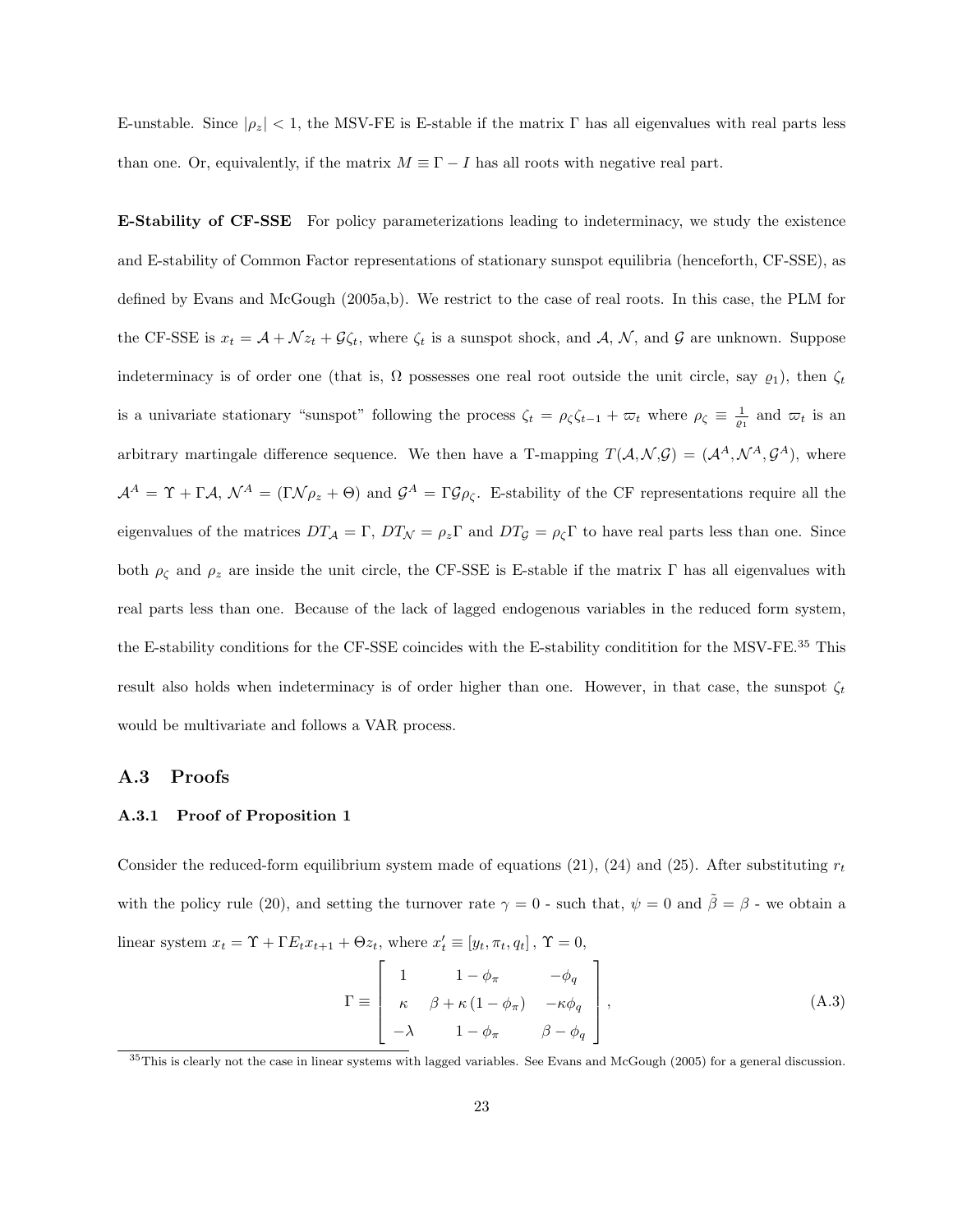E-unstable. Since $|\rho_z| < 1$, the MSV-FE is E-stable if the matrix $\Gamma$ has all eigenvalues with real parts less than one. Or, equivalently, if the matrix $M \equiv \Gamma - I$ has all roots with negative real part.

**E-Stability of CF-SSE** For policy parameterizations leading to indeterminacy, we study the existence and E-stability of Common Factor representations of stationary sunspot equilibria (henceforth, CF-SSE), as defined by Evans and McGough (2005a,b). We restrict to the case of real roots. In this case, the PLM for the CF-SSE is $x_t = \mathcal{A} + \mathcal{N} z_t + \mathcal{G}\zeta_t$, where $\zeta_t$ is a sunspot shock, and $\mathcal{A}$, $\mathcal{N}$, and $\mathcal{G}$ are unknown. Suppose indeterminacy is of order one (that is, $\Omega$ possesses one real root outside the unit circle, say $\varrho_1$), then $\zeta_t$ is a univariate stationary "sunspot" following the process $\zeta_t = \rho_\zeta \zeta_{t-1} + \varpi_t$ where $\rho_\zeta \equiv \frac{1}{\varrho_1}$ and $\varpi_t$ is an arbitrary martingale difference sequence. We then have a T-mapping $T(\mathcal{A}, \mathcal{N}, \mathcal{G}) = (\mathcal{A}^A, \mathcal{N}^A, \mathcal{G}^A)$, where $\mathcal{A}^A = \Upsilon + \Gamma \mathcal{A}$, $\mathcal{N}^A = (\Gamma \mathcal{N} \rho_z + \Theta)$ and $\mathcal{G}^A = \Gamma \mathcal{G} \rho_\zeta$. E-stability of the CF representations require all the eigenvalues of the matrices $DT_{\mathcal{A}} = \Gamma$, $DT_{\mathcal{N}} = \rho_z \Gamma$ and $DT_{\mathcal{G}} = \rho_\zeta \Gamma$ to have real parts less than one. Since both $\rho_\zeta$ and $\rho_z$ are inside the unit circle, the CF-SSE is E-stable if the matrix $\Gamma$ has all eigenvalues with real parts less than one. Because of the lack of lagged endogenous variables in the reduced form system, the E-stability conditions for the CF-SSE coincides with the E-stability condition for the MSV-FE.[35] This result also holds when indeterminacy is of order higher than one. However, in that case, the sunspot $\zeta_t$ would be multivariate and follows a VAR process.

## A.3 Proofs

### A.3.1 Proof of Proposition 1

Consider the reduced-form equilibrium system made of equations (21), (24) and (25). After substituting $r_t$ with the policy rule (20), and setting the turnover rate $\gamma = 0$ - such that, $\psi = 0$ and $\tilde{\beta} = \beta$ - we obtain a linear system $x_t = \Upsilon + \Gamma E_t x_{t+1} + \Theta z_t$, where $x_t' \equiv [y_t, \pi_t, q_t]$, $\Upsilon = 0$,

$$\Gamma \equiv \begin{bmatrix} 1 & 1 - \phi_\pi & -\phi_q \\ \kappa & \beta + \kappa(1 - \phi_\pi) & -\kappa \phi_q \\ -\lambda & 1 - \phi_\pi & \beta - \phi_q \end{bmatrix}, \tag{A.3}$$

[35] This is clearly not the case in linear systems with lagged variables. See Evans and McGough (2005) for a general discussion.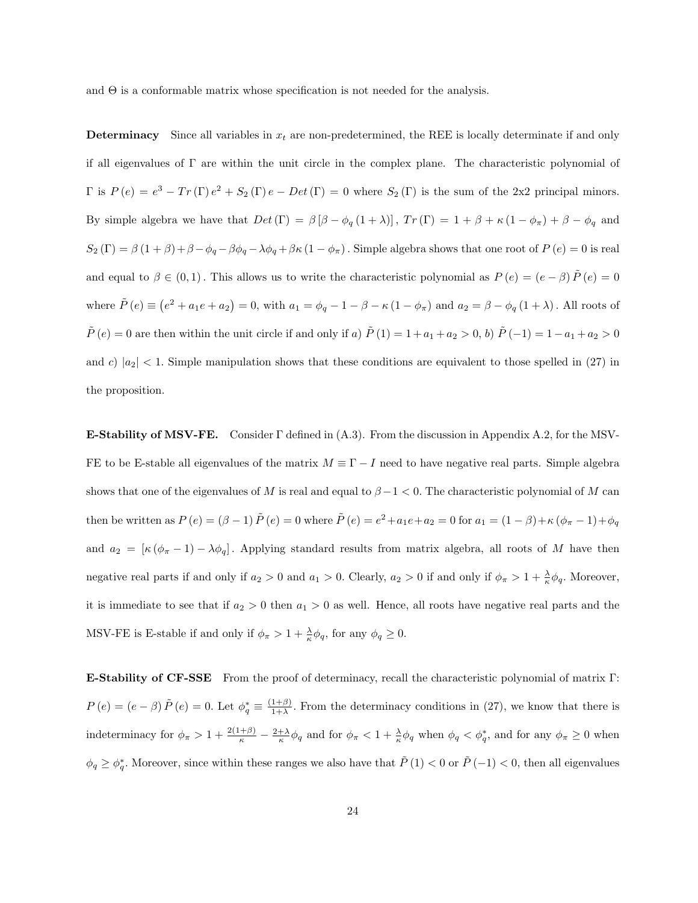and $\Theta$ is a conformable matrix whose specification is not needed for the analysis.

**Determinacy** Since all variables in $x_t$ are non-predetermined, the REE is locally determinate if and only if all eigenvalues of $\Gamma$ are within the unit circle in the complex plane. The characteristic polynomial of $\Gamma$ is $P(e) = e^3 - Tr(\Gamma)e^2 + S_2(\Gamma)e - Det(\Gamma) = 0$ where $S_2(\Gamma)$ is the sum of the 2x2 principal minors. By simple algebra we have that $Det(\Gamma) = \beta[\beta - \phi_q(1+\lambda)]$, $Tr(\Gamma) = 1 + \beta + \kappa(1-\phi_\pi) + \beta - \phi_q$ and $S_2(\Gamma) = \beta(1+\beta) + \beta - \phi_q - \beta\phi_q - \lambda\phi_q + \beta\kappa(1-\phi_\pi)$. Simple algebra shows that one root of $P(e) = 0$ is real and equal to $\beta \in (0,1)$. This allows us to write the characteristic polynomial as $P(e) = (e-\beta)\tilde{P}(e) = 0$ where $\tilde{P}(e) \equiv (e^2 + a_1 e + a_2) = 0$, with $a_1 = \phi_q - 1 - \beta - \kappa(1-\phi_\pi)$ and $a_2 = \beta - \phi_q(1+\lambda)$. All roots of $\tilde{P}(e) = 0$ are then within the unit circle if and only if *a)* $\tilde{P}(1) = 1 + a_1 + a_2 > 0$, *b)* $\tilde{P}(-1) = 1 - a_1 + a_2 > 0$ and *c)* $|a_2| < 1$. Simple manipulation shows that these conditions are equivalent to those spelled in (27) in the proposition.

**E-Stability of MSV-FE.** Consider $\Gamma$ defined in (A.3). From the discussion in Appendix A.2, for the MSV-FE to be E-stable all eigenvalues of the matrix $M \equiv \Gamma - I$ need to have negative real parts. Simple algebra shows that one of the eigenvalues of $M$ is real and equal to $\beta - 1 < 0$. The characteristic polynomial of $M$ can then be written as $P(e) = (\beta - 1)\tilde{P}(e) = 0$ where $\tilde{P}(e) = e^2 + a_1 e + a_2 = 0$ for $a_1 = (1-\beta) + \kappa(\phi_\pi - 1) + \phi_q$ and $a_2 = [\kappa(\phi_\pi - 1) - \lambda\phi_q]$. Applying standard results from matrix algebra, all roots of $M$ have then negative real parts if and only if $a_2 > 0$ and $a_1 > 0$. Clearly, $a_2 > 0$ if and only if $\phi_\pi > 1 + \frac{\lambda}{\kappa}\phi_q$. Moreover, it is immediate to see that if $a_2 > 0$ then $a_1 > 0$ as well. Hence, all roots have negative real parts and the MSV-FE is E-stable if and only if $\phi_\pi > 1 + \frac{\lambda}{\kappa}\phi_q$, for any $\phi_q \geq 0$.

**E-Stability of CF-SSE** From the proof of determinacy, recall the characteristic polynomial of matrix $\Gamma$: $P(e) = (e-\beta)\tilde{P}(e) = 0$. Let $\phi_q^* \equiv \frac{(1+\beta)}{1+\lambda}$. From the determinacy conditions in (27), we know that there is indeterminacy for $\phi_\pi > 1 + \frac{2(1+\beta)}{\kappa} - \frac{2+\lambda}{\kappa}\phi_q$ and for $\phi_\pi < 1 + \frac{\lambda}{\kappa}\phi_q$ when $\phi_q < \phi_q^*$, and for any $\phi_\pi \geq 0$ when $\phi_q \geq \phi_q^*$. Moreover, since within these ranges we also have that $\tilde{P}(1) < 0$ or $\tilde{P}(-1) < 0$, then all eigenvalues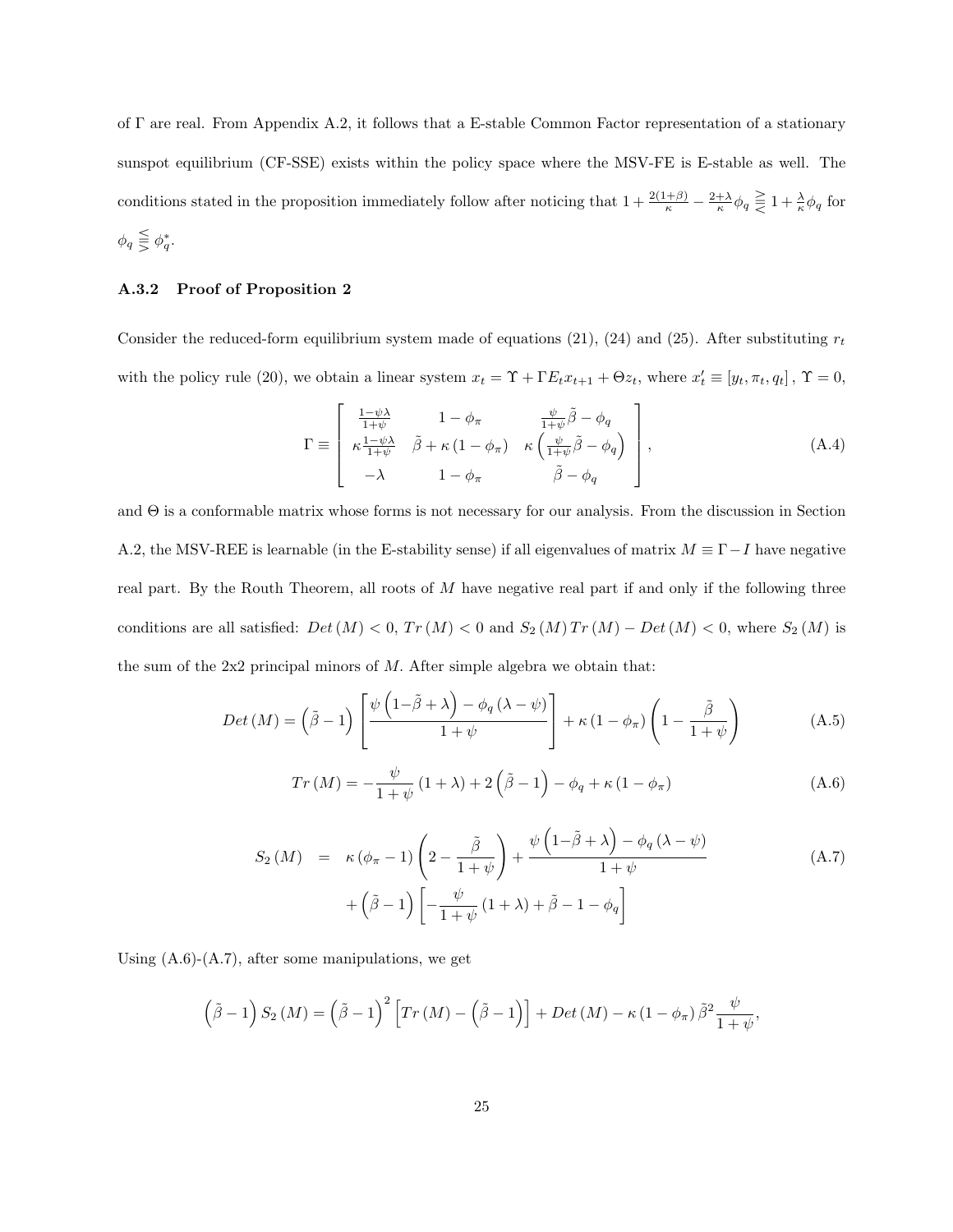of Γ are real. From Appendix A.2, it follows that a E-stable Common Factor representation of a stationary sunspot equilibrium (CF-SSE) exists within the policy space where the MSV-FE is E-stable as well. The conditions stated in the proposition immediately follow after noticing that $1+\frac{2(1+\beta)}{\kappa}-\frac{2+\lambda}{\kappa}\phi_q \gtreqless 1+\frac{\lambda}{\kappa}\phi_q$ for $\phi_q \lesseqgtr \phi_q^*$.

### A.3.2 Proof of Proposition 2

Consider the reduced-form equilibrium system made of equations (21), (24) and (25). After substituting $r_t$ with the policy rule (20), we obtain a linear system $x_t = \Upsilon + \Gamma E_t x_{t+1} + \Theta z_t$, where $x_t' \equiv [y_t, \pi_t, q_t]$, $\Upsilon = 0$,

$$
\Gamma \equiv \begin{bmatrix} \frac{1-\psi\lambda}{1+\psi} & 1-\phi_\pi & \frac{\psi}{1+\psi}\tilde{\beta}-\phi_q \\ \kappa\frac{1-\psi\lambda}{1+\psi} & \tilde{\beta}+\kappa(1-\phi_\pi) & \kappa\left(\frac{\psi}{1+\psi}\tilde{\beta}-\phi_q\right) \\ -\lambda & 1-\phi_\pi & \tilde{\beta}-\phi_q \end{bmatrix}, \tag{A.4}
$$

and Θ is a conformable matrix whose forms is not necessary for our analysis. From the discussion in Section A.2, the MSV-REE is learnable (in the E-stability sense) if all eigenvalues of matrix $M \equiv \Gamma - I$ have negative real part. By the Routh Theorem, all roots of $M$ have negative real part if and only if the following three conditions are all satisfied: $Det(M) < 0$, $Tr(M) < 0$ and $S_2(M)\,Tr(M) - Det(M) < 0$, where $S_2(M)$ is the sum of the 2x2 principal minors of $M$. After simple algebra we obtain that:

$$
Det(M) = \left(\tilde{\beta}-1\right)\left[\frac{\psi\left(1-\tilde{\beta}+\lambda\right)-\phi_q(\lambda-\psi)}{1+\psi}\right] + \kappa(1-\phi_\pi)\left(1-\frac{\tilde{\beta}}{1+\psi}\right) \tag{A.5}
$$

$$
Tr(M) = -\frac{\psi}{1+\psi}(1+\lambda) + 2\left(\tilde{\beta}-1\right) - \phi_q + \kappa(1-\phi_\pi) \tag{A.6}
$$

$$
\begin{aligned}
S_2(M) \quad = \quad & \kappa(\phi_\pi - 1)\left(2-\frac{\tilde{\beta}}{1+\psi}\right) + \frac{\psi\left(1-\tilde{\beta}+\lambda\right)-\phi_q(\lambda-\psi)}{1+\psi} \\
& + \left(\tilde{\beta}-1\right)\left[-\frac{\psi}{1+\psi}(1+\lambda)+\tilde{\beta}-1-\phi_q\right]
\end{aligned} \tag{A.7}
$$

Using (A.6)-(A.7), after some manipulations, we get

$$
\left(\tilde{\beta}-1\right)S_2(M) = \left(\tilde{\beta}-1\right)^2\left[Tr(M) - \left(\tilde{\beta}-1\right)\right] + Det(M) - \kappa(1-\phi_\pi)\,\tilde{\beta}^2\frac{\psi}{1+\psi},
$$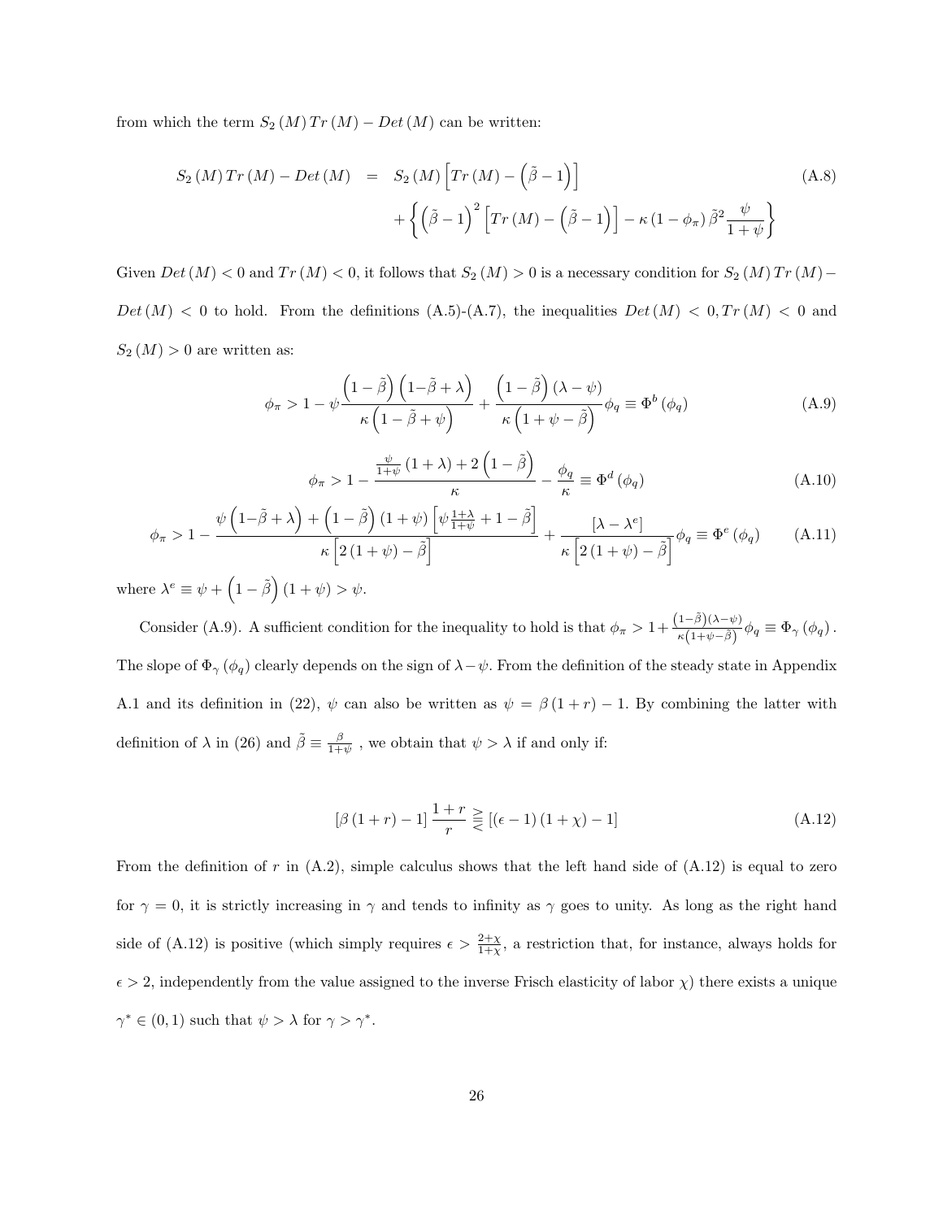from which the term $S_2(M)\,Tr(M) - Det(M)$ can be written:

$$
\begin{aligned}
S_2(M)\,Tr(M) - Det(M) \;=\;& S_2(M)\left[Tr(M) - \left(\tilde{\beta}-1\right)\right] \\
&+ \left\{ \left(\tilde{\beta}-1\right)^2 \left[Tr(M) - \left(\tilde{\beta}-1\right)\right] - \kappa\left(1-\phi_\pi\right)\tilde{\beta}^2 \frac{\psi}{1+\psi} \right\}
\end{aligned}
\tag{A.8}
$$

Given $Det(M) < 0$ and $Tr(M) < 0$, it follows that $S_2(M) > 0$ is a necessary condition for $S_2(M)\,Tr(M) - Det(M) < 0$ to hold. From the definitions (A.5)-(A.7), the inequalities $Det(M) < 0, Tr(M) < 0$ and $S_2(M) > 0$ are written as:

$$
\phi_\pi > 1 - \psi \frac{\left(1-\tilde{\beta}\right)\left(1-\tilde{\beta}+\lambda\right)}{\kappa\left(1-\tilde{\beta}+\psi\right)} + \frac{\left(1-\tilde{\beta}\right)\left(\lambda-\psi\right)}{\kappa\left(1+\psi-\tilde{\beta}\right)}\phi_q \equiv \Phi^b\left(\phi_q\right) \tag{A.9}
$$

$$
\phi_\pi > 1 - \frac{\frac{\psi}{1+\psi}\left(1+\lambda\right) + 2\left(1-\tilde{\beta}\right)}{\kappa} - \frac{\phi_q}{\kappa} \equiv \Phi^d\left(\phi_q\right) \tag{A.10}
$$

$$
\phi_\pi > 1 - \frac{\psi\left(1-\tilde{\beta}+\lambda\right) + \left(1-\tilde{\beta}\right)\left(1+\psi\right)\left[\psi\frac{1+\lambda}{1+\psi} + 1 - \tilde{\beta}\right]}{\kappa\left[2\left(1+\psi\right)-\tilde{\beta}\right]} + \frac{\left[\lambda-\lambda^e\right]}{\kappa\left[2\left(1+\psi\right)-\tilde{\beta}\right]}\phi_q \equiv \Phi^e\left(\phi_q\right) \tag{A.11}
$$

where $\lambda^e \equiv \psi + \left(1-\tilde{\beta}\right)\left(1+\psi\right) > \psi$.

Consider (A.9). A sufficient condition for the inequality to hold is that $\phi_\pi > 1 + \frac{\left(1-\tilde{\beta}\right)\left(\lambda-\psi\right)}{\kappa\left(1+\psi-\tilde{\beta}\right)}\phi_q \equiv \Phi_\gamma\left(\phi_q\right)$. The slope of $\Phi_\gamma\left(\phi_q\right)$ clearly depends on the sign of $\lambda - \psi$. From the definition of the steady state in Appendix A.1 and its definition in (22), $\psi$ can also be written as $\psi = \beta\left(1+r\right) - 1$. By combining the latter with definition of $\lambda$ in (26) and $\tilde{\beta} \equiv \frac{\beta}{1+\psi}$, we obtain that $\psi > \lambda$ if and only if:

$$
\left[\beta\left(1+r\right) - 1\right]\frac{1+r}{r} \gtreqless \left[\left(\epsilon-1\right)\left(1+\chi\right) - 1\right] \tag{A.12}
$$

From the definition of $r$ in (A.2), simple calculus shows that the left hand side of (A.12) is equal to zero for $\gamma = 0$, it is strictly increasing in $\gamma$ and tends to infinity as $\gamma$ goes to unity. As long as the right hand side of (A.12) is positive (which simply requires $\epsilon > \frac{2+\chi}{1+\chi}$, a restriction that, for instance, always holds for $\epsilon > 2$, independently from the value assigned to the inverse Frisch elasticity of labor $\chi$) there exists a unique $\gamma^* \in (0,1)$ such that $\psi > \lambda$ for $\gamma > \gamma^*$.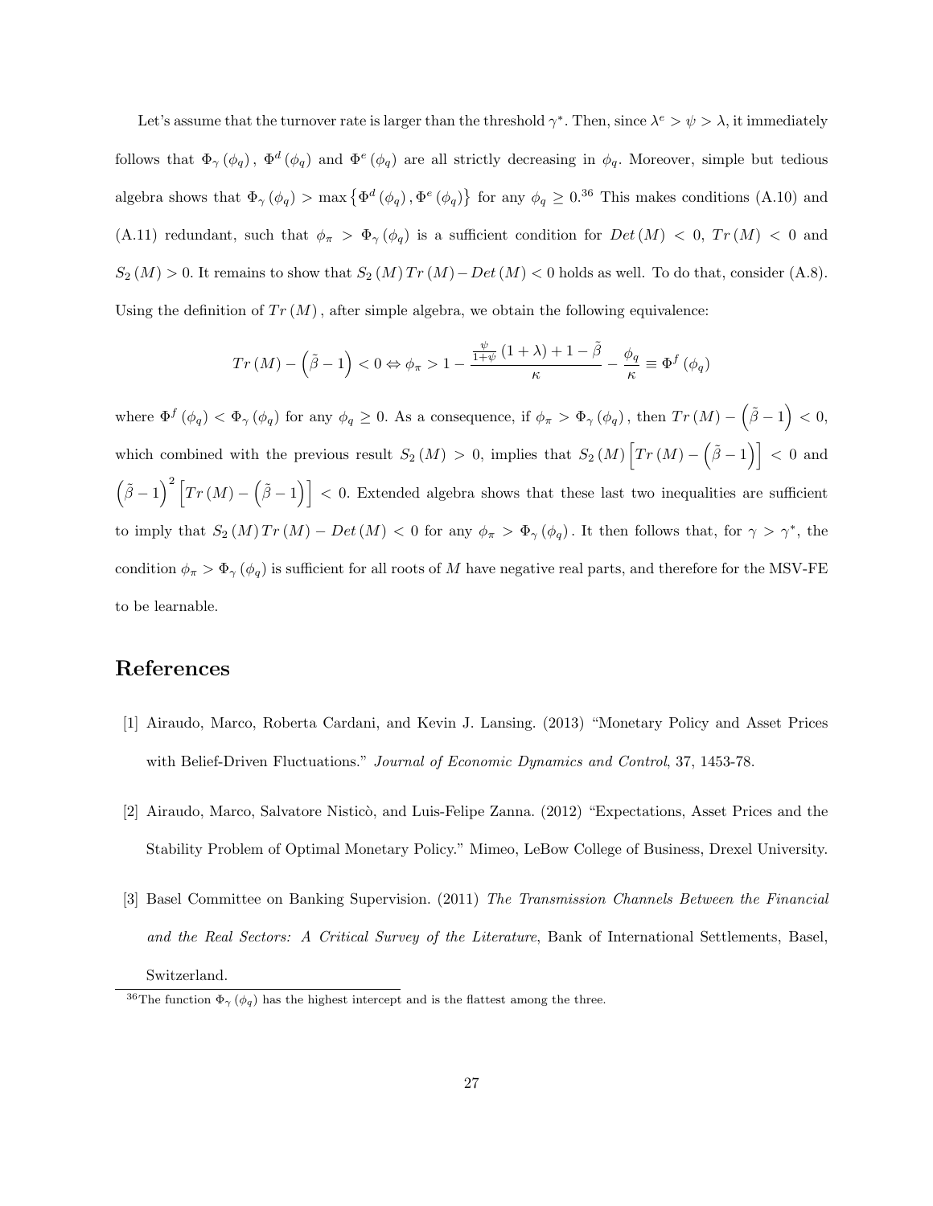Let's assume that the turnover rate is larger than the threshold $\gamma^*$. Then, since $\lambda^e > \psi > \lambda$, it immediately follows that $\Phi_\gamma(\phi_q)$, $\Phi^d(\phi_q)$ and $\Phi^e(\phi_q)$ are all strictly decreasing in $\phi_q$. Moreover, simple but tedious algebra shows that $\Phi_\gamma(\phi_q) > \max\{\Phi^d(\phi_q), \Phi^e(\phi_q)\}$ for any $\phi_q \geq 0$.[36] This makes conditions (A.10) and (A.11) redundant, such that $\phi_\pi > \Phi_\gamma(\phi_q)$ is a sufficient condition for $Det(M) < 0$, $Tr(M) < 0$ and $S_2(M) > 0$. It remains to show that $S_2(M)\,Tr(M) - Det(M) < 0$ holds as well. To do that, consider (A.8). Using the definition of $Tr(M)$, after simple algebra, we obtain the following equivalence:

$$Tr(M) - \left(\tilde{\beta} - 1\right) < 0 \Leftrightarrow \phi_\pi > 1 - \frac{\frac{\psi}{1+\psi}(1+\lambda) + 1 - \tilde{\beta}}{\kappa} - \frac{\phi_q}{\kappa} \equiv \Phi^f(\phi_q)$$

where $\Phi^f(\phi_q) < \Phi_\gamma(\phi_q)$ for any $\phi_q \geq 0$. As a consequence, if $\phi_\pi > \Phi_\gamma(\phi_q)$, then $Tr(M) - \left(\tilde{\beta} - 1\right) < 0$, which combined with the previous result $S_2(M) > 0$, implies that $S_2(M)\left[Tr(M) - \left(\tilde{\beta} - 1\right)\right] < 0$ and $\left(\tilde{\beta} - 1\right)^2\left[Tr(M) - \left(\tilde{\beta} - 1\right)\right] < 0$. Extended algebra shows that these last two inequalities are sufficient to imply that $S_2(M)\,Tr(M) - Det(M) < 0$ for any $\phi_\pi > \Phi_\gamma(\phi_q)$. It then follows that, for $\gamma > \gamma^*$, the condition $\phi_\pi > \Phi_\gamma(\phi_q)$ is sufficient for all roots of $M$ have negative real parts, and therefore for the MSV-FE to be learnable.

# References

[1] Airaudo, Marco, Roberta Cardani, and Kevin J. Lansing. (2013) "Monetary Policy and Asset Prices with Belief-Driven Fluctuations." *Journal of Economic Dynamics and Control*, 37, 1453-78.

[2] Airaudo, Marco, Salvatore Nisticò, and Luis-Felipe Zanna. (2012) "Expectations, Asset Prices and the Stability Problem of Optimal Monetary Policy." Mimeo, LeBow College of Business, Drexel University.

[3] Basel Committee on Banking Supervision. (2011) *The Transmission Channels Between the Financial and the Real Sectors: A Critical Survey of the Literature*, Bank of International Settlements, Basel, Switzerland.

[36] The function $\Phi_\gamma(\phi_q)$ has the highest intercept and is the flattest among the three.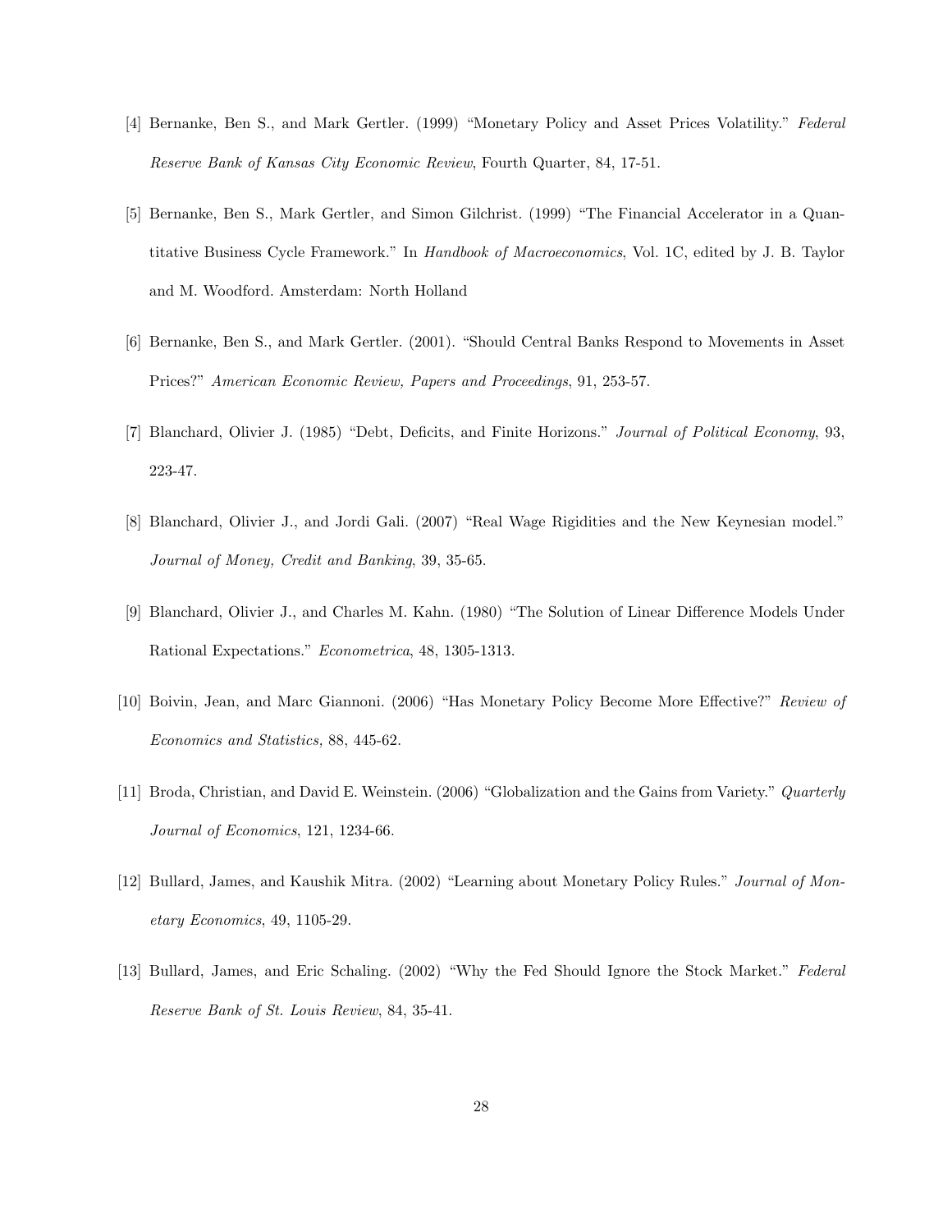[4] Bernanke, Ben S., and Mark Gertler. (1999) "Monetary Policy and Asset Prices Volatility." *Federal Reserve Bank of Kansas City Economic Review*, Fourth Quarter, 84, 17-51.

[5] Bernanke, Ben S., Mark Gertler, and Simon Gilchrist. (1999) "The Financial Accelerator in a Quantitative Business Cycle Framework." In *Handbook of Macroeconomics*, Vol. 1C, edited by J. B. Taylor and M. Woodford. Amsterdam: North Holland

[6] Bernanke, Ben S., and Mark Gertler. (2001). "Should Central Banks Respond to Movements in Asset Prices?" *American Economic Review, Papers and Proceedings*, 91, 253-57.

[7] Blanchard, Olivier J. (1985) "Debt, Deficits, and Finite Horizons." *Journal of Political Economy*, 93, 223-47.

[8] Blanchard, Olivier J., and Jordi Gali. (2007) "Real Wage Rigidities and the New Keynesian model." *Journal of Money, Credit and Banking*, 39, 35-65.

[9] Blanchard, Olivier J., and Charles M. Kahn. (1980) "The Solution of Linear Difference Models Under Rational Expectations." *Econometrica*, 48, 1305-1313.

[10] Boivin, Jean, and Marc Giannoni. (2006) "Has Monetary Policy Become More Effective?" *Review of Economics and Statistics,* 88, 445-62.

[11] Broda, Christian, and David E. Weinstein. (2006) "Globalization and the Gains from Variety." *Quarterly Journal of Economics*, 121, 1234-66.

[12] Bullard, James, and Kaushik Mitra. (2002) "Learning about Monetary Policy Rules." *Journal of Monetary Economics*, 49, 1105-29.

[13] Bullard, James, and Eric Schaling. (2002) "Why the Fed Should Ignore the Stock Market." *Federal Reserve Bank of St. Louis Review*, 84, 35-41.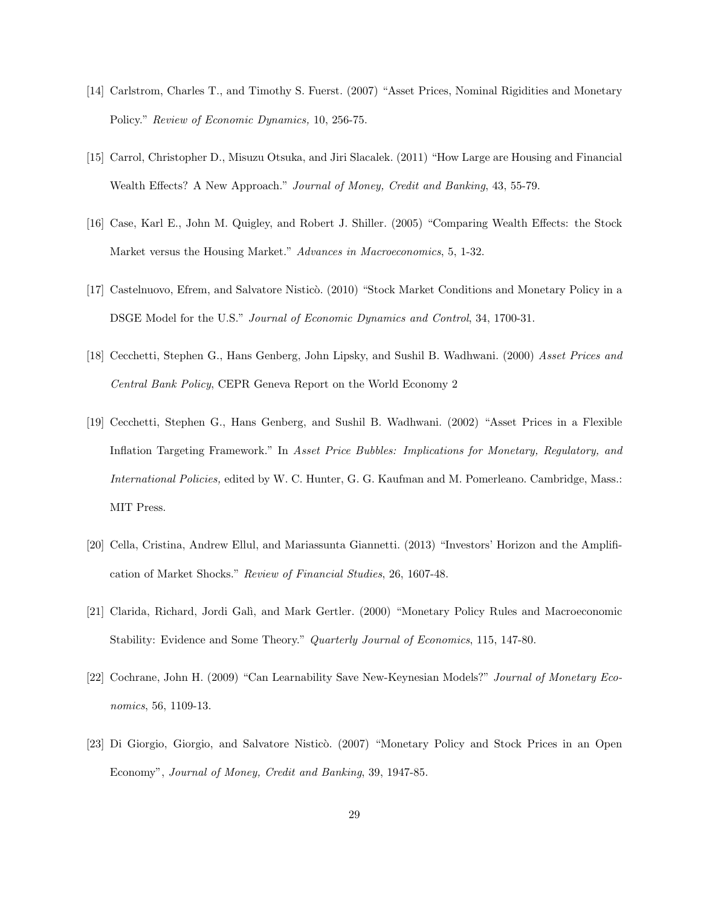[14] Carlstrom, Charles T., and Timothy S. Fuerst. (2007) "Asset Prices, Nominal Rigidities and Monetary Policy." *Review of Economic Dynamics,* 10, 256-75.

[15] Carrol, Christopher D., Misuzu Otsuka, and Jiri Slacalek. (2011) "How Large are Housing and Financial Wealth Effects? A New Approach." *Journal of Money, Credit and Banking*, 43, 55-79.

[16] Case, Karl E., John M. Quigley, and Robert J. Shiller. (2005) "Comparing Wealth Effects: the Stock Market versus the Housing Market." *Advances in Macroeconomics*, 5, 1-32.

[17] Castelnuovo, Efrem, and Salvatore Nisticò. (2010) "Stock Market Conditions and Monetary Policy in a DSGE Model for the U.S." *Journal of Economic Dynamics and Control*, 34, 1700-31.

[18] Cecchetti, Stephen G., Hans Genberg, John Lipsky, and Sushil B. Wadhwani. (2000) *Asset Prices and Central Bank Policy*, CEPR Geneva Report on the World Economy 2

[19] Cecchetti, Stephen G., Hans Genberg, and Sushil B. Wadhwani. (2002) "Asset Prices in a Flexible Inflation Targeting Framework." In *Asset Price Bubbles: Implications for Monetary, Regulatory, and International Policies*, edited by W. C. Hunter, G. G. Kaufman and M. Pomerleano. Cambridge, Mass.: MIT Press.

[20] Cella, Cristina, Andrew Ellul, and Mariassunta Giannetti. (2013) "Investors' Horizon and the Amplification of Market Shocks." *Review of Financial Studies*, 26, 1607-48.

[21] Clarida, Richard, Jordi Galì, and Mark Gertler. (2000) "Monetary Policy Rules and Macroeconomic Stability: Evidence and Some Theory." *Quarterly Journal of Economics*, 115, 147-80.

[22] Cochrane, John H. (2009) "Can Learnability Save New-Keynesian Models?" *Journal of Monetary Economics*, 56, 1109-13.

[23] Di Giorgio, Giorgio, and Salvatore Nisticò. (2007) "Monetary Policy and Stock Prices in an Open Economy", *Journal of Money, Credit and Banking*, 39, 1947-85.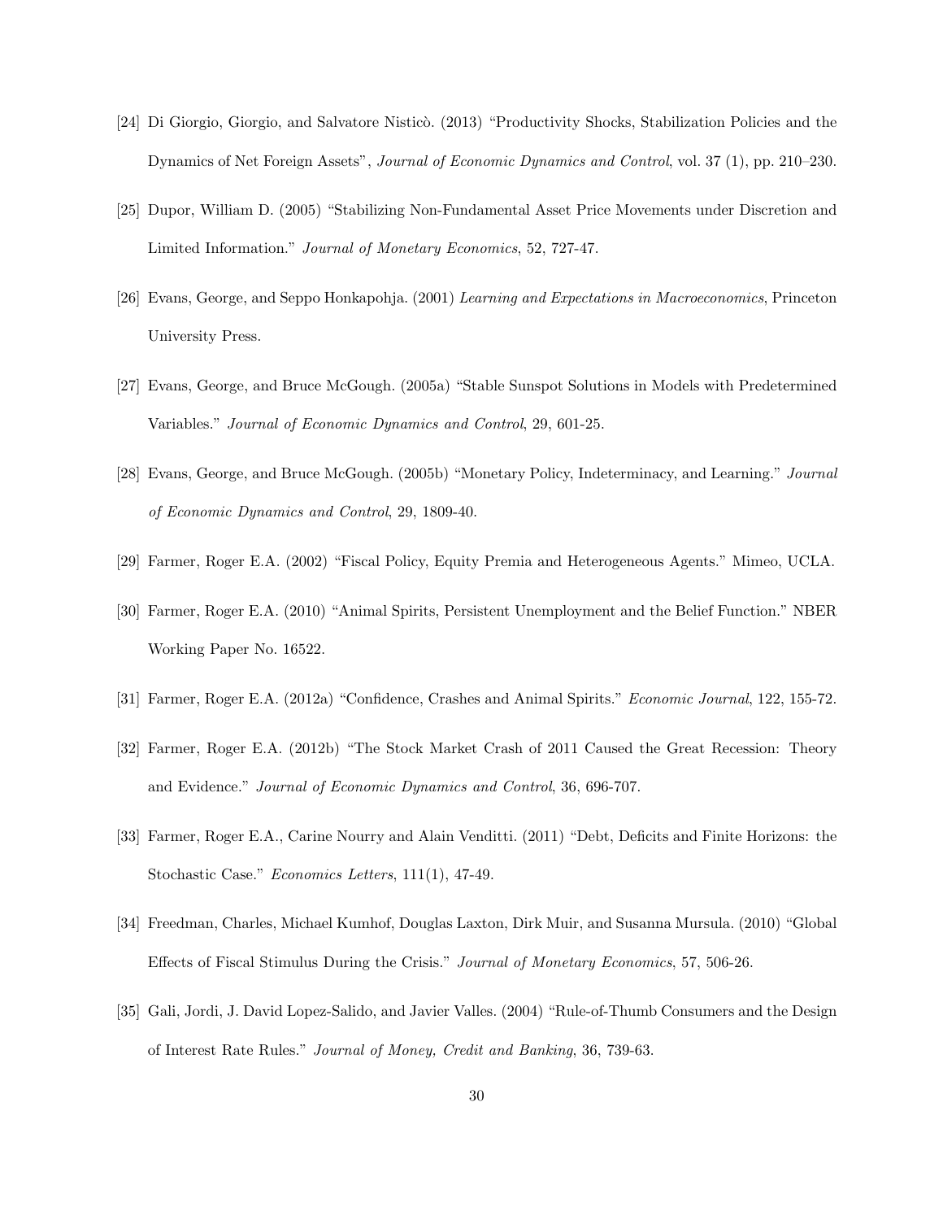[24] Di Giorgio, Giorgio, and Salvatore Nisticò. (2013) "Productivity Shocks, Stabilization Policies and the Dynamics of Net Foreign Assets", *Journal of Economic Dynamics and Control*, vol. 37 (1), pp. 210–230.

[25] Dupor, William D. (2005) "Stabilizing Non-Fundamental Asset Price Movements under Discretion and Limited Information." *Journal of Monetary Economics*, 52, 727-47.

[26] Evans, George, and Seppo Honkapohja. (2001) *Learning and Expectations in Macroeconomics*, Princeton University Press.

[27] Evans, George, and Bruce McGough. (2005a) "Stable Sunspot Solutions in Models with Predetermined Variables." *Journal of Economic Dynamics and Control*, 29, 601-25.

[28] Evans, George, and Bruce McGough. (2005b) "Monetary Policy, Indeterminacy, and Learning." *Journal of Economic Dynamics and Control*, 29, 1809-40.

[29] Farmer, Roger E.A. (2002) "Fiscal Policy, Equity Premia and Heterogeneous Agents." Mimeo, UCLA.

[30] Farmer, Roger E.A. (2010) "Animal Spirits, Persistent Unemployment and the Belief Function." NBER Working Paper No. 16522.

[31] Farmer, Roger E.A. (2012a) "Confidence, Crashes and Animal Spirits." *Economic Journal*, 122, 155-72.

[32] Farmer, Roger E.A. (2012b) "The Stock Market Crash of 2011 Caused the Great Recession: Theory and Evidence." *Journal of Economic Dynamics and Control*, 36, 696-707.

[33] Farmer, Roger E.A., Carine Nourry and Alain Venditti. (2011) "Debt, Deficits and Finite Horizons: the Stochastic Case." *Economics Letters*, 111(1), 47-49.

[34] Freedman, Charles, Michael Kumhof, Douglas Laxton, Dirk Muir, and Susanna Mursula. (2010) "Global Effects of Fiscal Stimulus During the Crisis." *Journal of Monetary Economics*, 57, 506-26.

[35] Gali, Jordi, J. David Lopez-Salido, and Javier Valles. (2004) "Rule-of-Thumb Consumers and the Design of Interest Rate Rules." *Journal of Money, Credit and Banking*, 36, 739-63.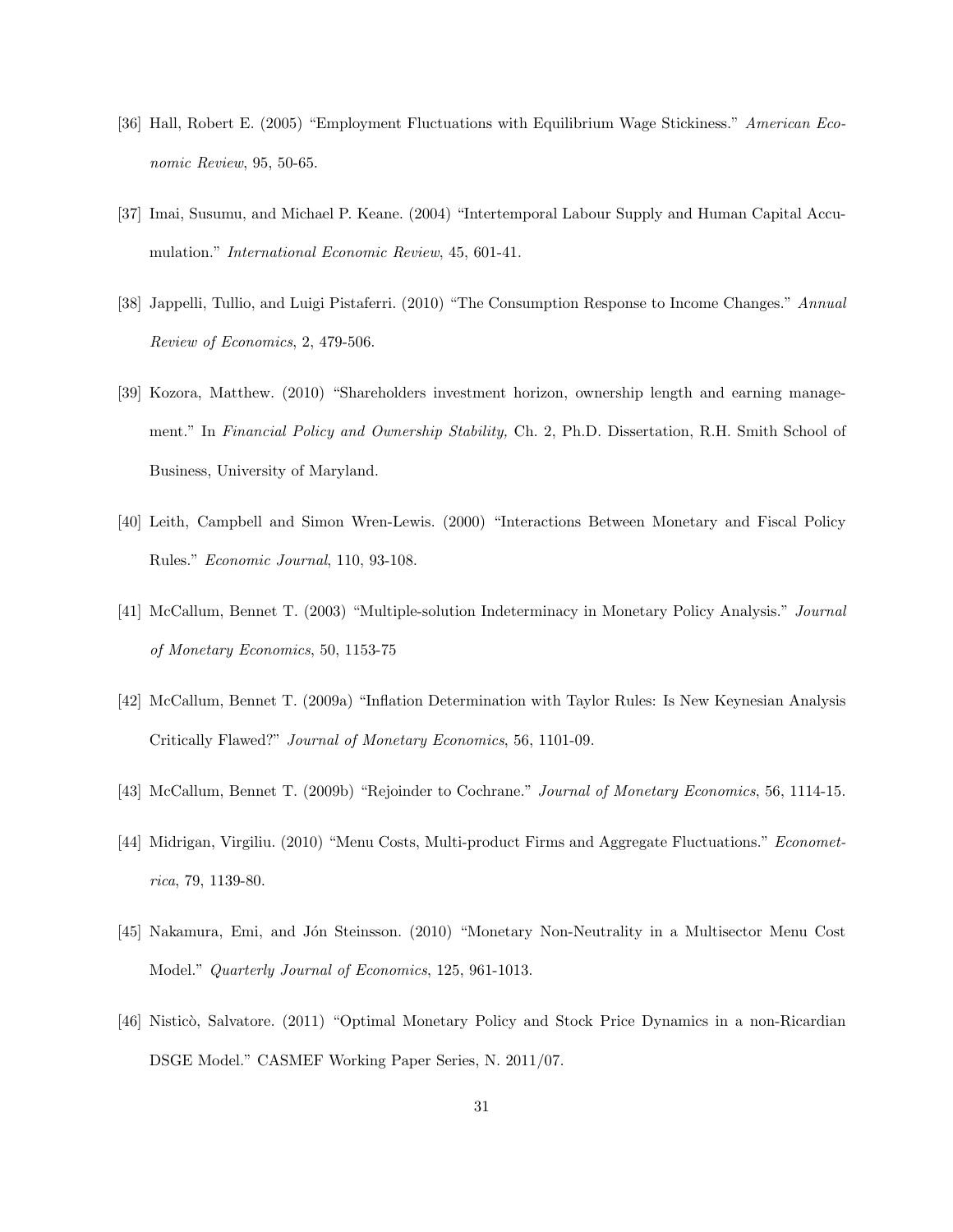[36] Hall, Robert E. (2005) "Employment Fluctuations with Equilibrium Wage Stickiness." *American Economic Review*, 95, 50-65.

[37] Imai, Susumu, and Michael P. Keane. (2004) "Intertemporal Labour Supply and Human Capital Accumulation." *International Economic Review*, 45, 601-41.

[38] Jappelli, Tullio, and Luigi Pistaferri. (2010) "The Consumption Response to Income Changes." *Annual Review of Economics*, 2, 479-506.

[39] Kozora, Matthew. (2010) "Shareholders investment horizon, ownership length and earning management." In *Financial Policy and Ownership Stability,* Ch. 2, Ph.D. Dissertation, R.H. Smith School of Business, University of Maryland.

[40] Leith, Campbell and Simon Wren-Lewis. (2000) "Interactions Between Monetary and Fiscal Policy Rules." *Economic Journal*, 110, 93-108.

[41] McCallum, Bennet T. (2003) "Multiple-solution Indeterminacy in Monetary Policy Analysis." *Journal of Monetary Economics*, 50, 1153-75

[42] McCallum, Bennet T. (2009a) "Inflation Determination with Taylor Rules: Is New Keynesian Analysis Critically Flawed?" *Journal of Monetary Economics*, 56, 1101-09.

[43] McCallum, Bennet T. (2009b) "Rejoinder to Cochrane." *Journal of Monetary Economics*, 56, 1114-15.

[44] Midrigan, Virgiliu. (2010) "Menu Costs, Multi-product Firms and Aggregate Fluctuations." *Econometrica*, 79, 1139-80.

[45] Nakamura, Emi, and Jón Steinsson. (2010) "Monetary Non-Neutrality in a Multisector Menu Cost Model." *Quarterly Journal of Economics*, 125, 961-1013.

[46] Nisticò, Salvatore. (2011) "Optimal Monetary Policy and Stock Price Dynamics in a non-Ricardian DSGE Model." CASMEF Working Paper Series, N. 2011/07.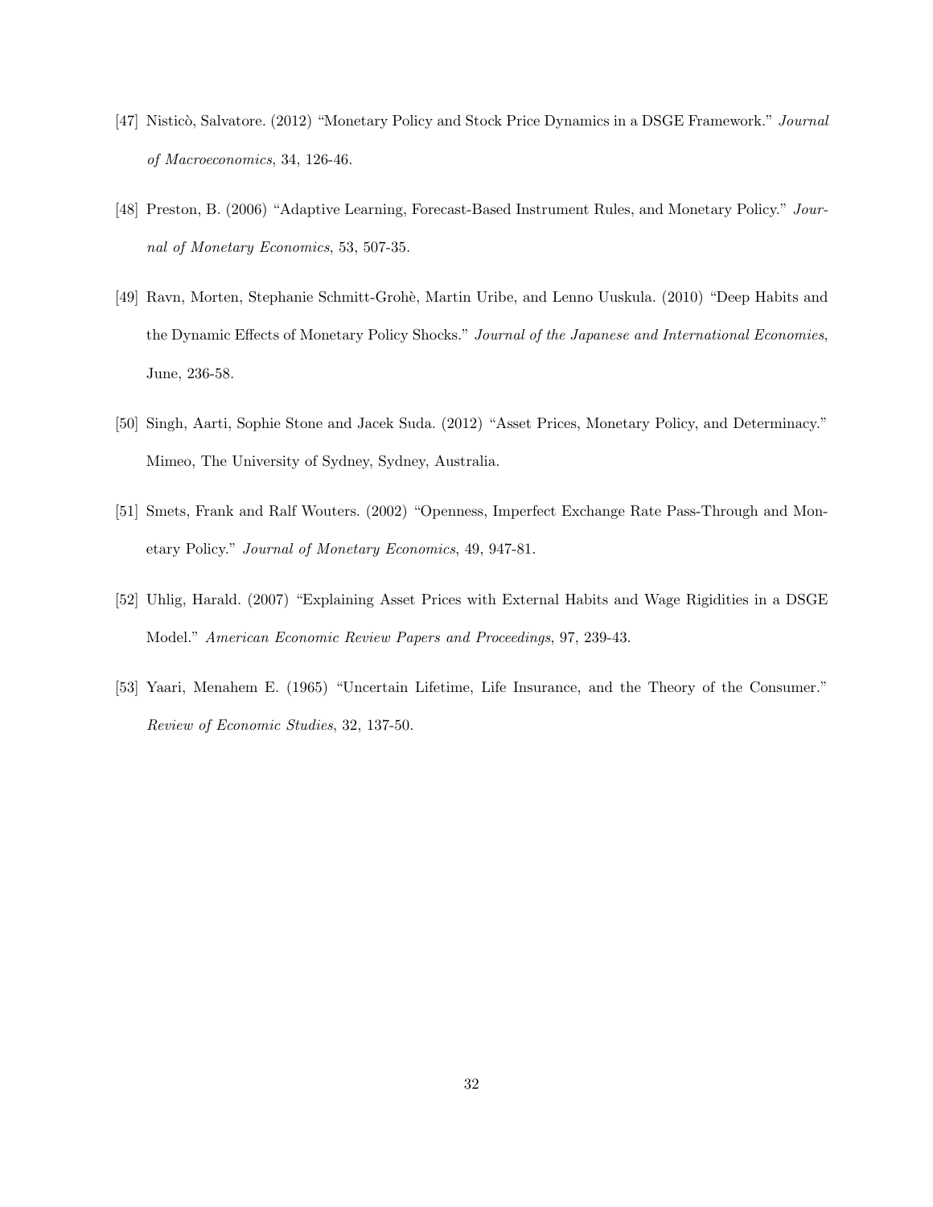[47] Nisticò, Salvatore. (2012) "Monetary Policy and Stock Price Dynamics in a DSGE Framework." *Journal of Macroeconomics*, 34, 126-46.

[48] Preston, B. (2006) "Adaptive Learning, Forecast-Based Instrument Rules, and Monetary Policy." *Journal of Monetary Economics*, 53, 507-35.

[49] Ravn, Morten, Stephanie Schmitt-Grohè, Martin Uribe, and Lenno Uuskula. (2010) "Deep Habits and the Dynamic Effects of Monetary Policy Shocks." *Journal of the Japanese and International Economies*, June, 236-58.

[50] Singh, Aarti, Sophie Stone and Jacek Suda. (2012) "Asset Prices, Monetary Policy, and Determinacy." Mimeo, The University of Sydney, Sydney, Australia.

[51] Smets, Frank and Ralf Wouters. (2002) "Openness, Imperfect Exchange Rate Pass-Through and Monetary Policy." *Journal of Monetary Economics*, 49, 947-81.

[52] Uhlig, Harald. (2007) "Explaining Asset Prices with External Habits and Wage Rigidities in a DSGE Model." *American Economic Review Papers and Proceedings*, 97, 239-43.

[53] Yaari, Menahem E. (1965) "Uncertain Lifetime, Life Insurance, and the Theory of the Consumer." *Review of Economic Studies*, 32, 137-50.